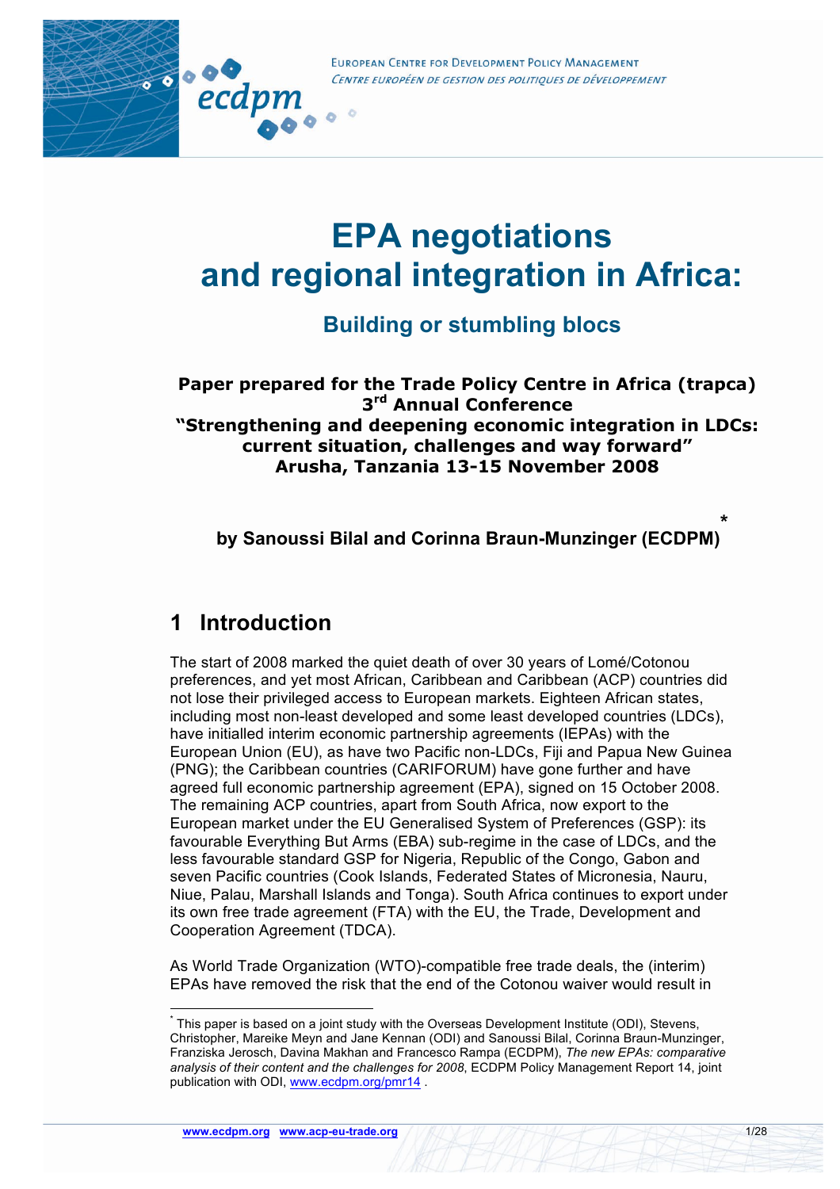EUROPEAN CENTRE FOR DEVELOPMENT POLICY MANAGEMENT
*CENTRE EUROPÉEN DE GESTION DES POLITIQUES DE DÉVELOPPEMENT*

# EPA negotiations and regional integration in Africa:

## Building or stumbling blocs

**Paper prepared for the Trade Policy Centre in Africa (trapca) 3rd Annual Conference "Strengthening and deepening economic integration in LDCs: current situation, challenges and way forward" Arusha, Tanzania 13-15 November 2008**

**by Sanoussi Bilal and Corinna Braun-Munzinger (ECDPM)***

## 1 Introduction

The start of 2008 marked the quiet death of over 30 years of Lomé/Cotonou preferences, and yet most African, Caribbean and Caribbean (ACP) countries did not lose their privileged access to European markets. Eighteen African states, including most non-least developed and some least developed countries (LDCs), have initialled interim economic partnership agreements (IEPAs) with the European Union (EU), as have two Pacific non-LDCs, Fiji and Papua New Guinea (PNG); the Caribbean countries (CARIFORUM) have gone further and have agreed full economic partnership agreement (EPA), signed on 15 October 2008. The remaining ACP countries, apart from South Africa, now export to the European market under the EU Generalised System of Preferences (GSP): its favourable Everything But Arms (EBA) sub-regime in the case of LDCs, and the less favourable standard GSP for Nigeria, Republic of the Congo, Gabon and seven Pacific countries (Cook Islands, Federated States of Micronesia, Nauru, Niue, Palau, Marshall Islands and Tonga). South Africa continues to export under its own free trade agreement (FTA) with the EU, the Trade, Development and Cooperation Agreement (TDCA).

As World Trade Organization (WTO)-compatible free trade deals, the (interim) EPAs have removed the risk that the end of the Cotonou waiver would result in

---

* This paper is based on a joint study with the Overseas Development Institute (ODI), Stevens, Christopher, Mareike Meyn and Jane Kennan (ODI) and Sanoussi Bilal, Corinna Braun-Munzinger, Franziska Jerosch, Davina Makhan and Francesco Rampa (ECDPM), *The new EPAs: comparative analysis of their content and the challenges for 2008*, ECDPM Policy Management Report 14, joint publication with ODI, www.ecdpm.org/pmr14 .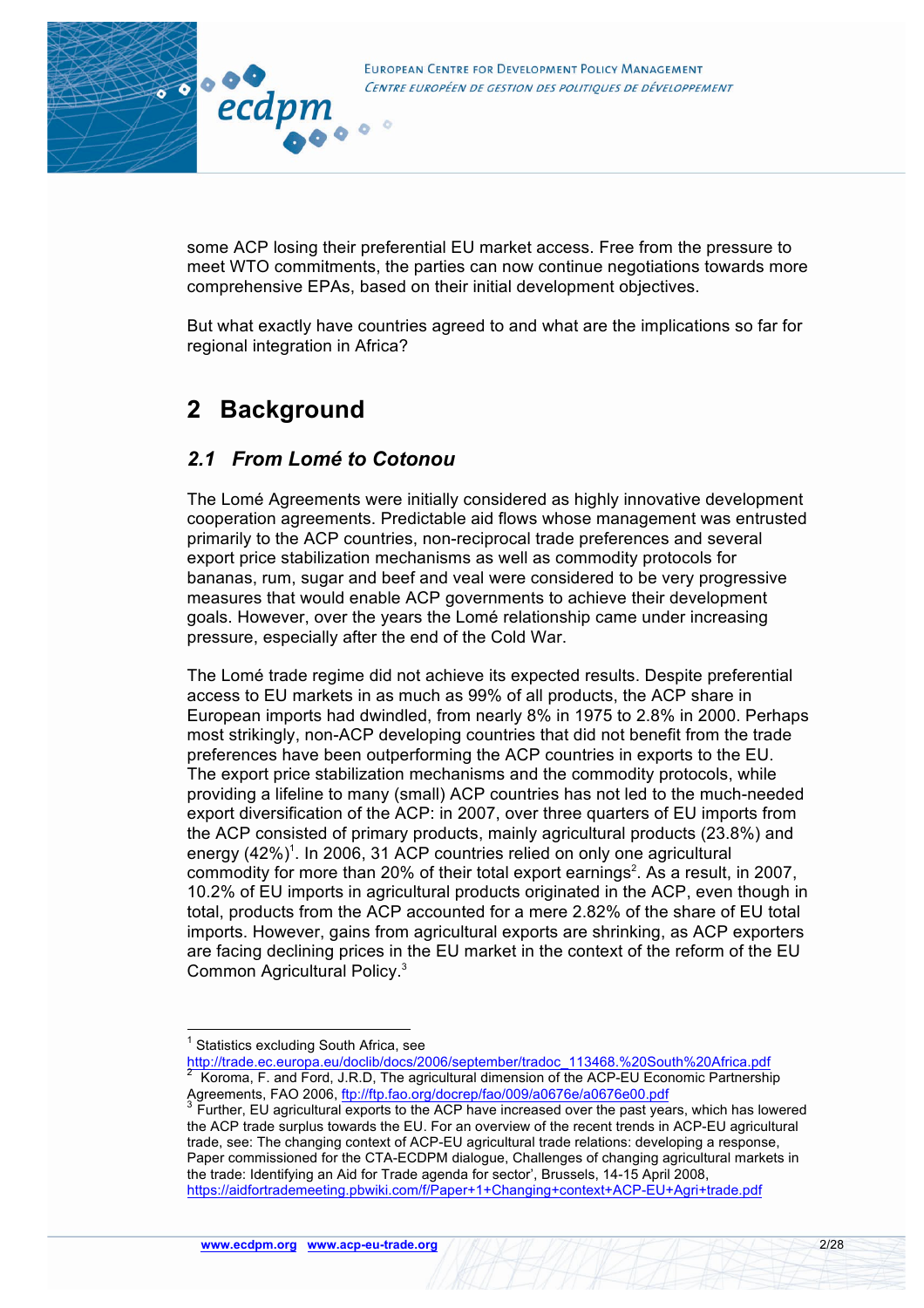some ACP losing their preferential EU market access. Free from the pressure to meet WTO commitments, the parties can now continue negotiations towards more comprehensive EPAs, based on their initial development objectives.

But what exactly have countries agreed to and what are the implications so far for regional integration in Africa?

# 2 Background

## 2.1 From Lomé to Cotonou

The Lomé Agreements were initially considered as highly innovative development cooperation agreements. Predictable aid flows whose management was entrusted primarily to the ACP countries, non-reciprocal trade preferences and several export price stabilization mechanisms as well as commodity protocols for bananas, rum, sugar and beef and veal were considered to be very progressive measures that would enable ACP governments to achieve their development goals. However, over the years the Lomé relationship came under increasing pressure, especially after the end of the Cold War.

The Lomé trade regime did not achieve its expected results. Despite preferential access to EU markets in as much as 99% of all products, the ACP share in European imports had dwindled, from nearly 8% in 1975 to 2.8% in 2000. Perhaps most strikingly, non-ACP developing countries that did not benefit from the trade preferences have been outperforming the ACP countries in exports to the EU. The export price stabilization mechanisms and the commodity protocols, while providing a lifeline to many (small) ACP countries has not led to the much-needed export diversification of the ACP: in 2007, over three quarters of EU imports from the ACP consisted of primary products, mainly agricultural products (23.8%) and energy (42%)[1]. In 2006, 31 ACP countries relied on only one agricultural commodity for more than 20% of their total export earnings[2]. As a result, in 2007, 10.2% of EU imports in agricultural products originated in the ACP, even though in total, products from the ACP accounted for a mere 2.82% of the share of EU total imports. However, gains from agricultural exports are shrinking, as ACP exporters are facing declining prices in the EU market in the context of the reform of the EU Common Agricultural Policy.[3]

---

[1] Statistics excluding South Africa, see http://trade.ec.europa.eu/doclib/docs/2006/september/tradoc_113468.%20South%20Africa.pdf

[2] Koroma, F. and Ford, J.R.D, The agricultural dimension of the ACP-EU Economic Partnership Agreements, FAO 2006, ftp://ftp.fao.org/docrep/fao/009/a0676e/a0676e00.pdf

[3] Further, EU agricultural exports to the ACP have increased over the past years, which has lowered the ACP trade surplus towards the EU. For an overview of the recent trends in ACP-EU agricultural trade, see: The changing context of ACP-EU agricultural trade relations: developing a response, Paper commissioned for the CTA-ECDPM dialogue, Challenges of changing agricultural markets in the trade: Identifying an Aid for Trade agenda for sector', Brussels, 14-15 April 2008, https://aidfortrademeeting.pbwiki.com/f/Paper+1+Changing+context+ACP-EU+Agri+trade.pdf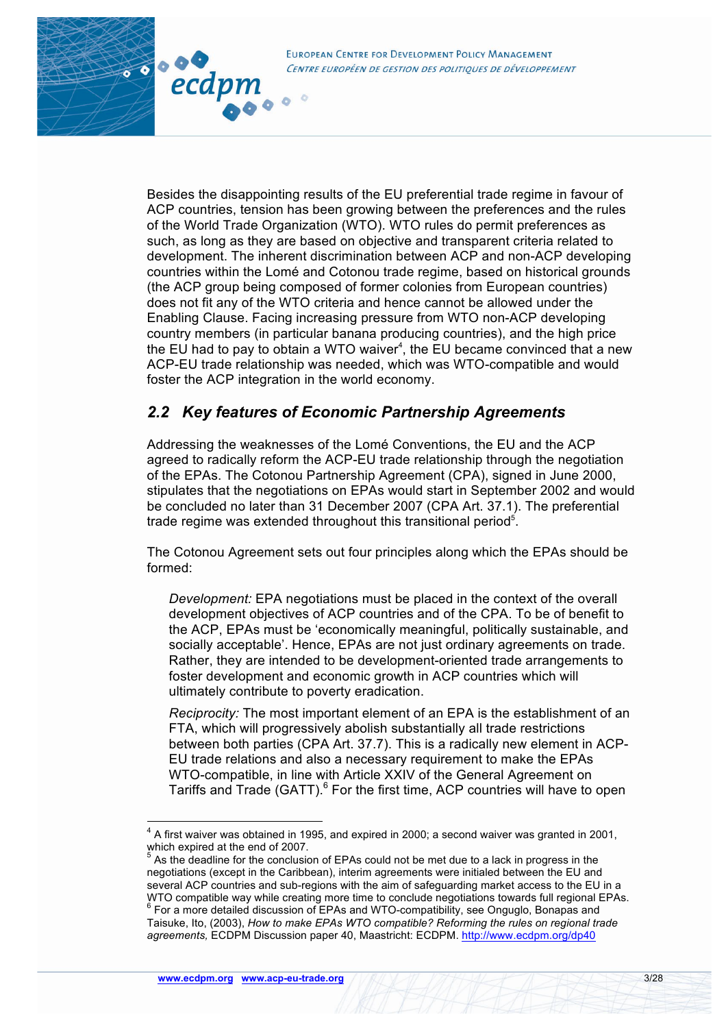Besides the disappointing results of the EU preferential trade regime in favour of ACP countries, tension has been growing between the preferences and the rules of the World Trade Organization (WTO). WTO rules do permit preferences as such, as long as they are based on objective and transparent criteria related to development. The inherent discrimination between ACP and non-ACP developing countries within the Lomé and Cotonou trade regime, based on historical grounds (the ACP group being composed of former colonies from European countries) does not fit any of the WTO criteria and hence cannot be allowed under the Enabling Clause. Facing increasing pressure from WTO non-ACP developing country members (in particular banana producing countries), and the high price the EU had to pay to obtain a WTO waiver[4], the EU became convinced that a new ACP-EU trade relationship was needed, which was WTO-compatible and would foster the ACP integration in the world economy.

## 2.2 Key features of Economic Partnership Agreements

Addressing the weaknesses of the Lomé Conventions, the EU and the ACP agreed to radically reform the ACP-EU trade relationship through the negotiation of the EPAs. The Cotonou Partnership Agreement (CPA), signed in June 2000, stipulates that the negotiations on EPAs would start in September 2002 and would be concluded no later than 31 December 2007 (CPA Art. 37.1). The preferential trade regime was extended throughout this transitional period[5].

The Cotonou Agreement sets out four principles along which the EPAs should be formed:

*Development:* EPA negotiations must be placed in the context of the overall development objectives of ACP countries and of the CPA. To be of benefit to the ACP, EPAs must be 'economically meaningful, politically sustainable, and socially acceptable'. Hence, EPAs are not just ordinary agreements on trade. Rather, they are intended to be development-oriented trade arrangements to foster development and economic growth in ACP countries which will ultimately contribute to poverty eradication.

*Reciprocity:* The most important element of an EPA is the establishment of an FTA, which will progressively abolish substantially all trade restrictions between both parties (CPA Art. 37.7). This is a radically new element in ACP-EU trade relations and also a necessary requirement to make the EPAs WTO-compatible, in line with Article XXIV of the General Agreement on Tariffs and Trade (GATT).[6] For the first time, ACP countries will have to open

---

[4] A first waiver was obtained in 1995, and expired in 2000; a second waiver was granted in 2001, which expired at the end of 2007.

[5] As the deadline for the conclusion of EPAs could not be met due to a lack in progress in the negotiations (except in the Caribbean), interim agreements were initialed between the EU and several ACP countries and sub-regions with the aim of safeguarding market access to the EU in a WTO compatible way while creating more time to conclude negotiations towards full regional EPAs.

[6] For a more detailed discussion of EPAs and WTO-compatibility, see Onguglo, Bonapas and Taisuke, Ito, (2003), *How to make EPAs WTO compatible? Reforming the rules on regional trade agreements,* ECDPM Discussion paper 40, Maastricht: ECDPM. http://www.ecdpm.org/dp40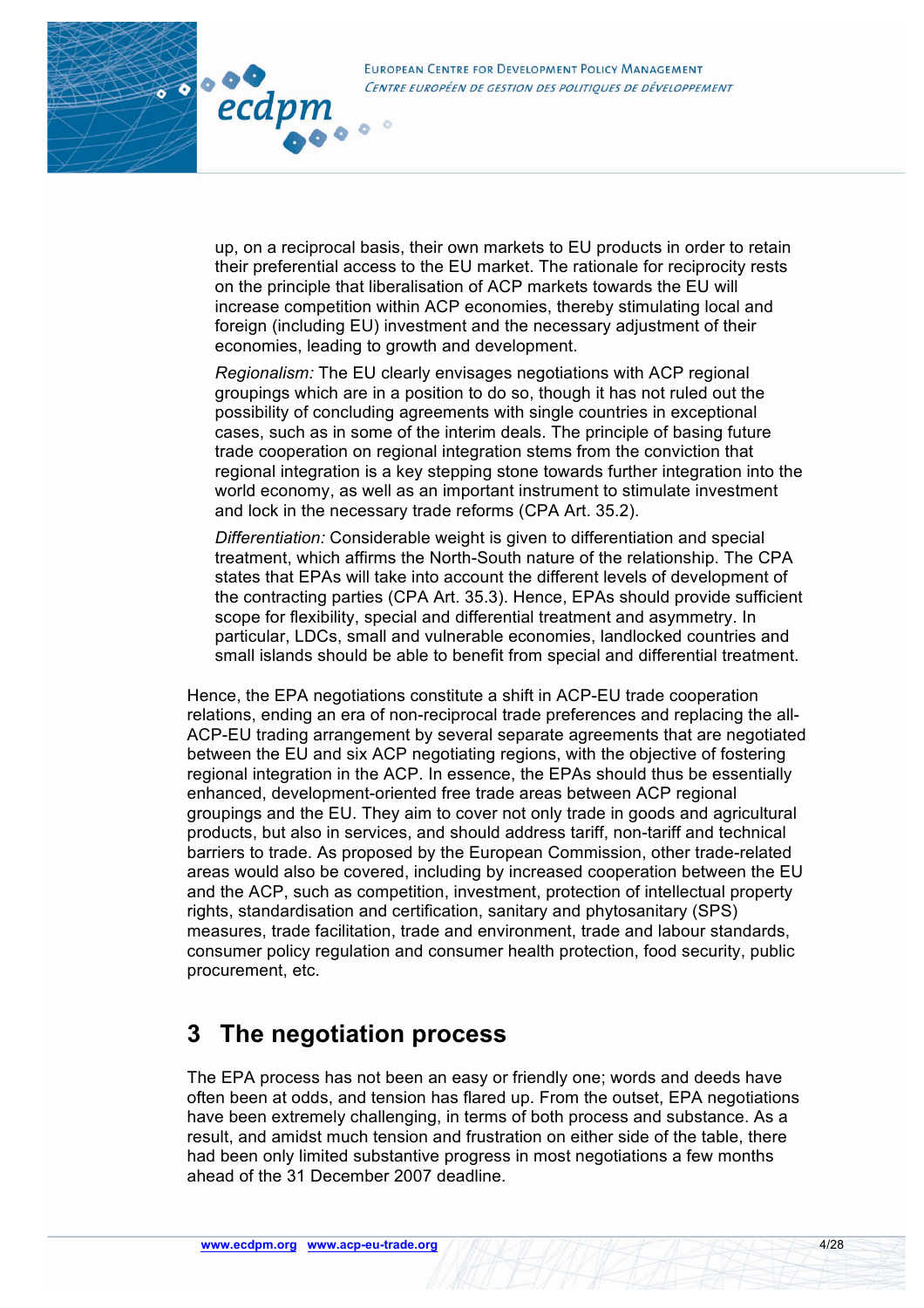up, on a reciprocal basis, their own markets to EU products in order to retain their preferential access to the EU market. The rationale for reciprocity rests on the principle that liberalisation of ACP markets towards the EU will increase competition within ACP economies, thereby stimulating local and foreign (including EU) investment and the necessary adjustment of their economies, leading to growth and development.

*Regionalism:* The EU clearly envisages negotiations with ACP regional groupings which are in a position to do so, though it has not ruled out the possibility of concluding agreements with single countries in exceptional cases, such as in some of the interim deals. The principle of basing future trade cooperation on regional integration stems from the conviction that regional integration is a key stepping stone towards further integration into the world economy, as well as an important instrument to stimulate investment and lock in the necessary trade reforms (CPA Art. 35.2).

*Differentiation:* Considerable weight is given to differentiation and special treatment, which affirms the North-South nature of the relationship. The CPA states that EPAs will take into account the different levels of development of the contracting parties (CPA Art. 35.3). Hence, EPAs should provide sufficient scope for flexibility, special and differential treatment and asymmetry. In particular, LDCs, small and vulnerable economies, landlocked countries and small islands should be able to benefit from special and differential treatment.

Hence, the EPA negotiations constitute a shift in ACP-EU trade cooperation relations, ending an era of non-reciprocal trade preferences and replacing the all-ACP-EU trading arrangement by several separate agreements that are negotiated between the EU and six ACP negotiating regions, with the objective of fostering regional integration in the ACP. In essence, the EPAs should thus be essentially enhanced, development-oriented free trade areas between ACP regional groupings and the EU. They aim to cover not only trade in goods and agricultural products, but also in services, and should address tariff, non-tariff and technical barriers to trade. As proposed by the European Commission, other trade-related areas would also be covered, including by increased cooperation between the EU and the ACP, such as competition, investment, protection of intellectual property rights, standardisation and certification, sanitary and phytosanitary (SPS) measures, trade facilitation, trade and environment, trade and labour standards, consumer policy regulation and consumer health protection, food security, public procurement, etc.

# 3 The negotiation process

The EPA process has not been an easy or friendly one; words and deeds have often been at odds, and tension has flared up. From the outset, EPA negotiations have been extremely challenging, in terms of both process and substance. As a result, and amidst much tension and frustration on either side of the table, there had been only limited substantive progress in most negotiations a few months ahead of the 31 December 2007 deadline.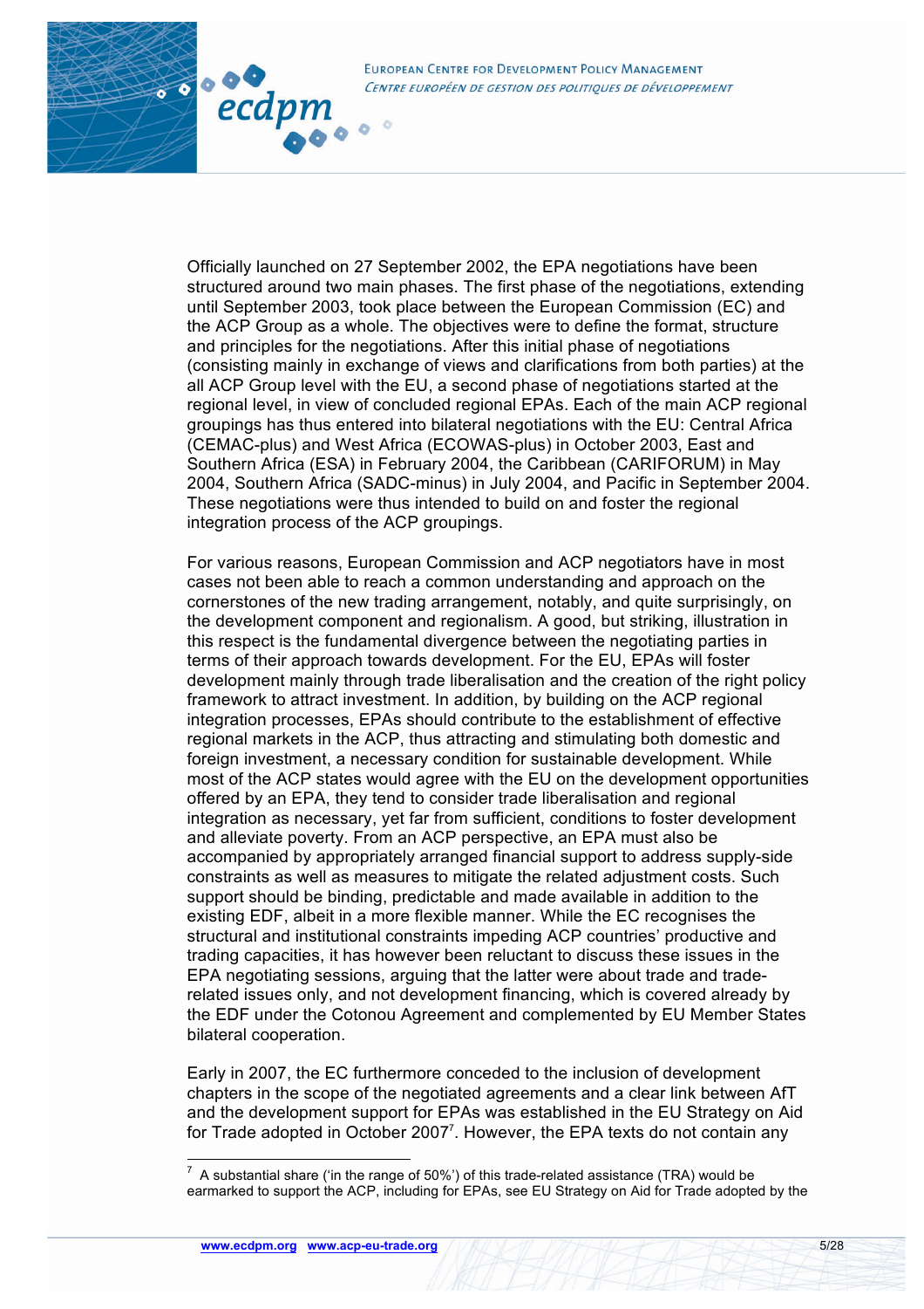Officially launched on 27 September 2002, the EPA negotiations have been structured around two main phases. The first phase of the negotiations, extending until September 2003, took place between the European Commission (EC) and the ACP Group as a whole. The objectives were to define the format, structure and principles for the negotiations. After this initial phase of negotiations (consisting mainly in exchange of views and clarifications from both parties) at the all ACP Group level with the EU, a second phase of negotiations started at the regional level, in view of concluded regional EPAs. Each of the main ACP regional groupings has thus entered into bilateral negotiations with the EU: Central Africa (CEMAC-plus) and West Africa (ECOWAS-plus) in October 2003, East and Southern Africa (ESA) in February 2004, the Caribbean (CARIFORUM) in May 2004, Southern Africa (SADC-minus) in July 2004, and Pacific in September 2004. These negotiations were thus intended to build on and foster the regional integration process of the ACP groupings.

For various reasons, European Commission and ACP negotiators have in most cases not been able to reach a common understanding and approach on the cornerstones of the new trading arrangement, notably, and quite surprisingly, on the development component and regionalism. A good, but striking, illustration in this respect is the fundamental divergence between the negotiating parties in terms of their approach towards development. For the EU, EPAs will foster development mainly through trade liberalisation and the creation of the right policy framework to attract investment. In addition, by building on the ACP regional integration processes, EPAs should contribute to the establishment of effective regional markets in the ACP, thus attracting and stimulating both domestic and foreign investment, a necessary condition for sustainable development. While most of the ACP states would agree with the EU on the development opportunities offered by an EPA, they tend to consider trade liberalisation and regional integration as necessary, yet far from sufficient, conditions to foster development and alleviate poverty. From an ACP perspective, an EPA must also be accompanied by appropriately arranged financial support to address supply-side constraints as well as measures to mitigate the related adjustment costs. Such support should be binding, predictable and made available in addition to the existing EDF, albeit in a more flexible manner. While the EC recognises the structural and institutional constraints impeding ACP countries' productive and trading capacities, it has however been reluctant to discuss these issues in the EPA negotiating sessions, arguing that the latter were about trade and trade-related issues only, and not development financing, which is covered already by the EDF under the Cotonou Agreement and complemented by EU Member States bilateral cooperation.

Early in 2007, the EC furthermore conceded to the inclusion of development chapters in the scope of the negotiated agreements and a clear link between AfT and the development support for EPAs was established in the EU Strategy on Aid for Trade adopted in October 2007[7]. However, the EPA texts do not contain any

---

[7] A substantial share ('in the range of 50%') of this trade-related assistance (TRA) would be earmarked to support the ACP, including for EPAs, see EU Strategy on Aid for Trade adopted by the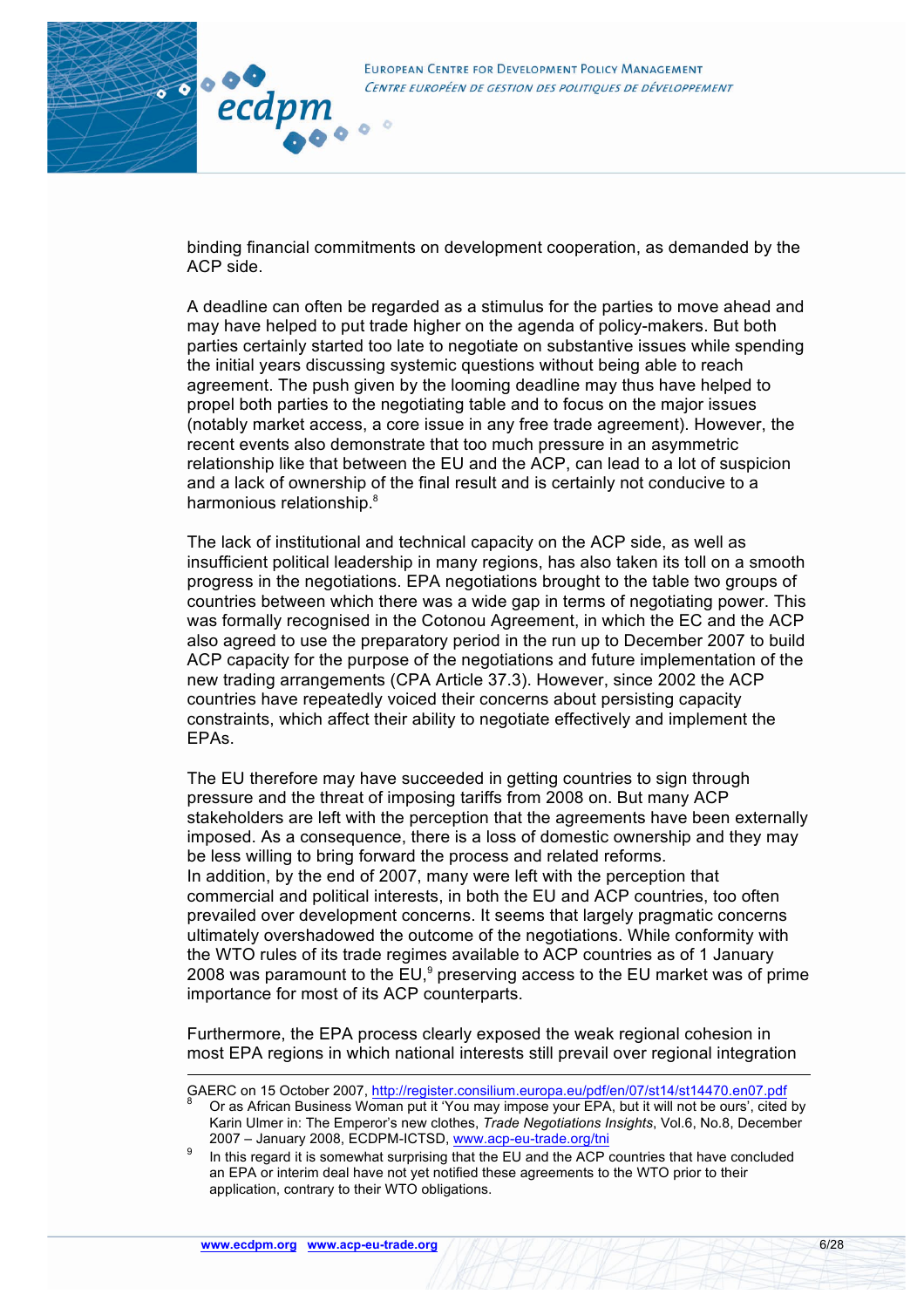binding financial commitments on development cooperation, as demanded by the ACP side.

A deadline can often be regarded as a stimulus for the parties to move ahead and may have helped to put trade higher on the agenda of policy-makers. But both parties certainly started too late to negotiate on substantive issues while spending the initial years discussing systemic questions without being able to reach agreement. The push given by the looming deadline may thus have helped to propel both parties to the negotiating table and to focus on the major issues (notably market access, a core issue in any free trade agreement). However, the recent events also demonstrate that too much pressure in an asymmetric relationship like that between the EU and the ACP, can lead to a lot of suspicion and a lack of ownership of the final result and is certainly not conducive to a harmonious relationship.[8]

The lack of institutional and technical capacity on the ACP side, as well as insufficient political leadership in many regions, has also taken its toll on a smooth progress in the negotiations. EPA negotiations brought to the table two groups of countries between which there was a wide gap in terms of negotiating power. This was formally recognised in the Cotonou Agreement, in which the EC and the ACP also agreed to use the preparatory period in the run up to December 2007 to build ACP capacity for the purpose of the negotiations and future implementation of the new trading arrangements (CPA Article 37.3). However, since 2002 the ACP countries have repeatedly voiced their concerns about persisting capacity constraints, which affect their ability to negotiate effectively and implement the EPAs.

The EU therefore may have succeeded in getting countries to sign through pressure and the threat of imposing tariffs from 2008 on. But many ACP stakeholders are left with the perception that the agreements have been externally imposed. As a consequence, there is a loss of domestic ownership and they may be less willing to bring forward the process and related reforms.
In addition, by the end of 2007, many were left with the perception that commercial and political interests, in both the EU and ACP countries, too often prevailed over development concerns. It seems that largely pragmatic concerns ultimately overshadowed the outcome of the negotiations. While conformity with the WTO rules of its trade regimes available to ACP countries as of 1 January 2008 was paramount to the EU,[9] preserving access to the EU market was of prime importance for most of its ACP counterparts.

Furthermore, the EPA process clearly exposed the weak regional cohesion in most EPA regions in which national interests still prevail over regional integration

---

GAERC on 15 October 2007, http://register.consilium.europa.eu/pdf/en/07/st14/st14470.en07.pdf

[8] Or as African Business Woman put it 'You may impose your EPA, but it will not be ours', cited by Karin Ulmer in: The Emperor's new clothes, *Trade Negotiations Insights*, Vol.6, No.8, December 2007 – January 2008, ECDPM-ICTSD, www.acp-eu-trade.org/tni

[9] In this regard it is somewhat surprising that the EU and the ACP countries that have concluded an EPA or interim deal have not yet notified these agreements to the WTO prior to their application, contrary to their WTO obligations.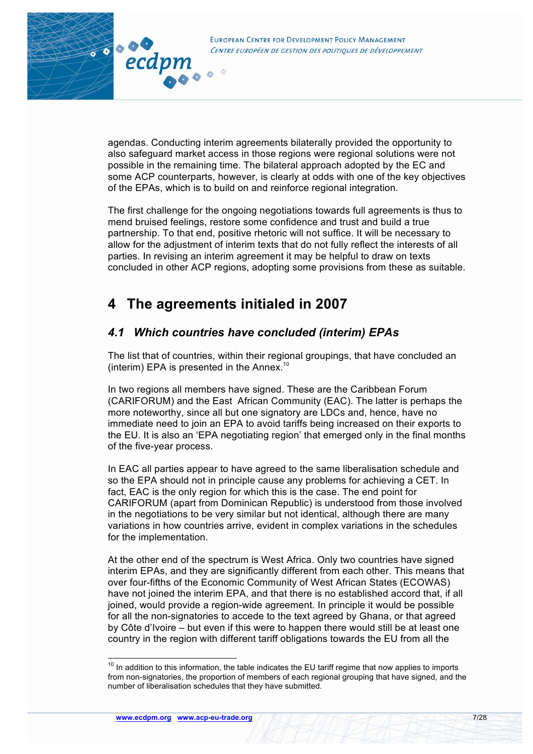agendas. Conducting interim agreements bilaterally provided the opportunity to also safeguard market access in those regions were regional solutions were not possible in the remaining time. The bilateral approach adopted by the EC and some ACP counterparts, however, is clearly at odds with one of the key objectives of the EPAs, which is to build on and reinforce regional integration.

The first challenge for the ongoing negotiations towards full agreements is thus to mend bruised feelings, restore some confidence and trust and build a true partnership. To that end, positive rhetoric will not suffice. It will be necessary to allow for the adjustment of interim texts that do not fully reflect the interests of all parties. In revising an interim agreement it may be helpful to draw on texts concluded in other ACP regions, adopting some provisions from these as suitable.

# 4 The agreements initialed in 2007

## *4.1 Which countries have concluded (interim) EPAs*

The list that of countries, within their regional groupings, that have concluded an (interim) EPA is presented in the Annex.[10]

In two regions all members have signed. These are the Caribbean Forum (CARIFORUM) and the East African Community (EAC). The latter is perhaps the more noteworthy, since all but one signatory are LDCs and, hence, have no immediate need to join an EPA to avoid tariffs being increased on their exports to the EU. It is also an 'EPA negotiating region' that emerged only in the final months of the five-year process.

In EAC all parties appear to have agreed to the same liberalisation schedule and so the EPA should not in principle cause any problems for achieving a CET. In fact, EAC is the only region for which this is the case. The end point for CARIFORUM (apart from Dominican Republic) is understood from those involved in the negotiations to be very similar but not identical, although there are many variations in how countries arrive, evident in complex variations in the schedules for the implementation.

At the other end of the spectrum is West Africa. Only two countries have signed interim EPAs, and they are significantly different from each other. This means that over four-fifths of the Economic Community of West African States (ECOWAS) have not joined the interim EPA, and that there is no established accord that, if all joined, would provide a region-wide agreement. In principle it would be possible for all the non-signatories to accede to the text agreed by Ghana, or that agreed by Côte d'Ivoire – but even if this were to happen there would still be at least one country in the region with different tariff obligations towards the EU from all the

---

[10] In addition to this information, the table indicates the EU tariff regime that now applies to imports from non-signatories, the proportion of members of each regional grouping that have signed, and the number of liberalisation schedules that they have submitted.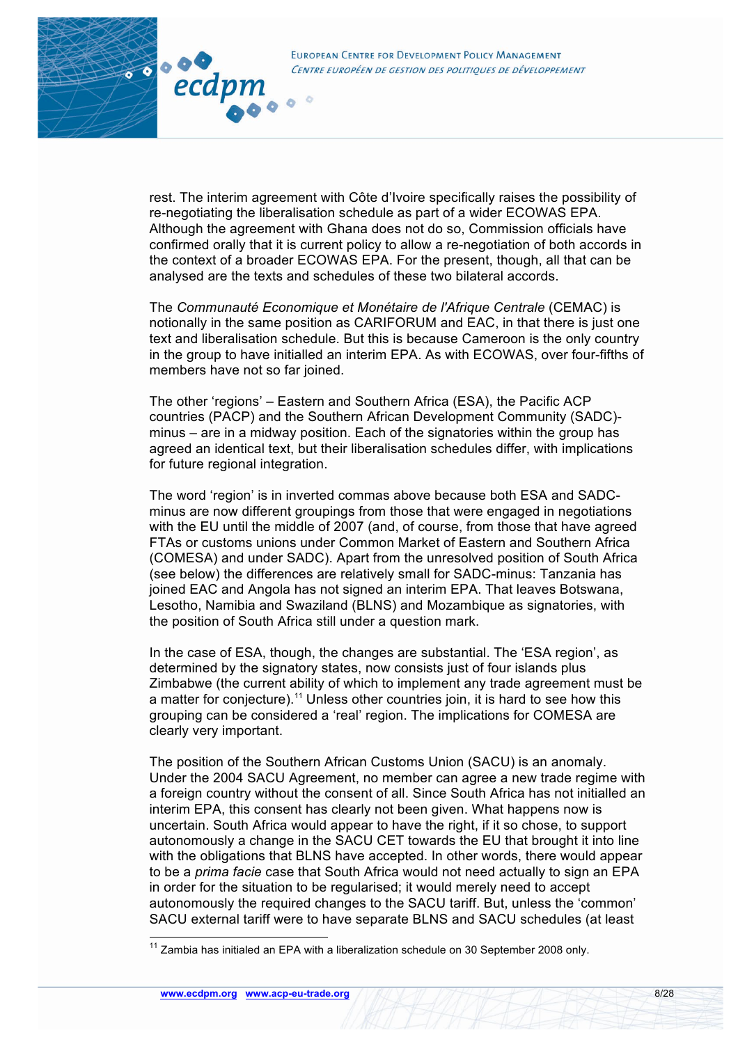rest. The interim agreement with Côte d'Ivoire specifically raises the possibility of re-negotiating the liberalisation schedule as part of a wider ECOWAS EPA. Although the agreement with Ghana does not do so, Commission officials have confirmed orally that it is current policy to allow a re-negotiation of both accords in the context of a broader ECOWAS EPA. For the present, though, all that can be analysed are the texts and schedules of these two bilateral accords.

The *Communauté Economique et Monétaire de l'Afrique Centrale* (CEMAC) is notionally in the same position as CARIFORUM and EAC, in that there is just one text and liberalisation schedule. But this is because Cameroon is the only country in the group to have initialled an interim EPA. As with ECOWAS, over four-fifths of members have not so far joined.

The other 'regions' – Eastern and Southern Africa (ESA), the Pacific ACP countries (PACP) and the Southern African Development Community (SADC)-minus – are in a midway position. Each of the signatories within the group has agreed an identical text, but their liberalisation schedules differ, with implications for future regional integration.

The word 'region' is in inverted commas above because both ESA and SADC-minus are now different groupings from those that were engaged in negotiations with the EU until the middle of 2007 (and, of course, from those that have agreed FTAs or customs unions under Common Market of Eastern and Southern Africa (COMESA) and under SADC). Apart from the unresolved position of South Africa (see below) the differences are relatively small for SADC-minus: Tanzania has joined EAC and Angola has not signed an interim EPA. That leaves Botswana, Lesotho, Namibia and Swaziland (BLNS) and Mozambique as signatories, with the position of South Africa still under a question mark.

In the case of ESA, though, the changes are substantial. The 'ESA region', as determined by the signatory states, now consists just of four islands plus Zimbabwe (the current ability of which to implement any trade agreement must be a matter for conjecture).[11] Unless other countries join, it is hard to see how this grouping can be considered a 'real' region. The implications for COMESA are clearly very important.

The position of the Southern African Customs Union (SACU) is an anomaly. Under the 2004 SACU Agreement, no member can agree a new trade regime with a foreign country without the consent of all. Since South Africa has not initialled an interim EPA, this consent has clearly not been given. What happens now is uncertain. South Africa would appear to have the right, if it so chose, to support autonomously a change in the SACU CET towards the EU that brought it into line with the obligations that BLNS have accepted. In other words, there would appear to be a *prima facie* case that South Africa would not need actually to sign an EPA in order for the situation to be regularised; it would merely need to accept autonomously the required changes to the SACU tariff. But, unless the 'common' SACU external tariff were to have separate BLNS and SACU schedules (at least

[11] Zambia has initialed an EPA with a liberalization schedule on 30 September 2008 only.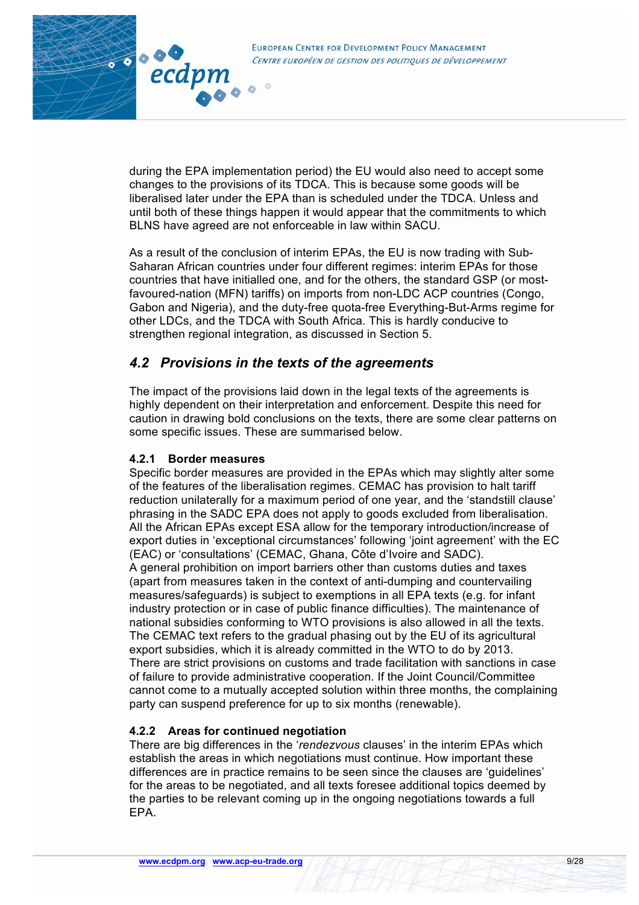during the EPA implementation period) the EU would also need to accept some changes to the provisions of its TDCA. This is because some goods will be liberalised later under the EPA than is scheduled under the TDCA. Unless and until both of these things happen it would appear that the commitments to which BLNS have agreed are not enforceable in law within SACU.

As a result of the conclusion of interim EPAs, the EU is now trading with Sub-Saharan African countries under four different regimes: interim EPAs for those countries that have initialled one, and for the others, the standard GSP (or most-favoured-nation (MFN) tariffs) on imports from non-LDC ACP countries (Congo, Gabon and Nigeria), and the duty-free quota-free Everything-But-Arms regime for other LDCs, and the TDCA with South Africa. This is hardly conducive to strengthen regional integration, as discussed in Section 5.

## *4.2 Provisions in the texts of the agreements*

The impact of the provisions laid down in the legal texts of the agreements is highly dependent on their interpretation and enforcement. Despite this need for caution in drawing bold conclusions on the texts, there are some clear patterns on some specific issues. These are summarised below.

### 4.2.1 Border measures

Specific border measures are provided in the EPAs which may slightly alter some of the features of the liberalisation regimes. CEMAC has provision to halt tariff reduction unilaterally for a maximum period of one year, and the 'standstill clause' phrasing in the SADC EPA does not apply to goods excluded from liberalisation. All the African EPAs except ESA allow for the temporary introduction/increase of export duties in 'exceptional circumstances' following 'joint agreement' with the EC (EAC) or 'consultations' (CEMAC, Ghana, Côte d'Ivoire and SADC).
A general prohibition on import barriers other than customs duties and taxes (apart from measures taken in the context of anti-dumping and countervailing measures/safeguards) is subject to exemptions in all EPA texts (e.g. for infant industry protection or in case of public finance difficulties). The maintenance of national subsidies conforming to WTO provisions is also allowed in all the texts. The CEMAC text refers to the gradual phasing out by the EU of its agricultural export subsidies, which it is already committed in the WTO to do by 2013.
There are strict provisions on customs and trade facilitation with sanctions in case of failure to provide administrative cooperation. If the Joint Council/Committee cannot come to a mutually accepted solution within three months, the complaining party can suspend preference for up to six months (renewable).

### 4.2.2 Areas for continued negotiation

There are big differences in the '*rendezvous* clauses' in the interim EPAs which establish the areas in which negotiations must continue. How important these differences are in practice remains to be seen since the clauses are 'guidelines' for the areas to be negotiated, and all texts foresee additional topics deemed by the parties to be relevant coming up in the ongoing negotiations towards a full EPA.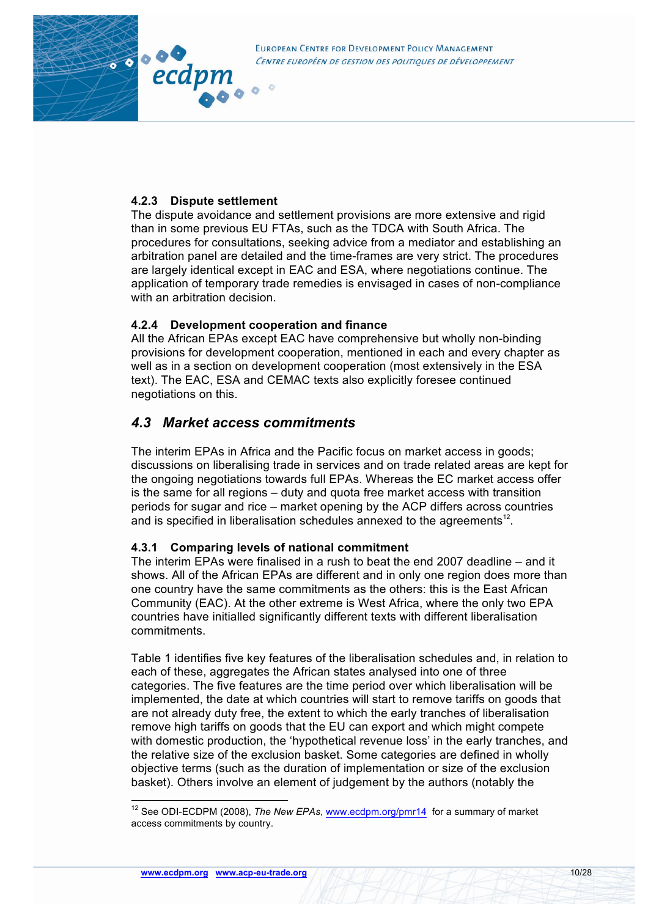#### 4.2.3 Dispute settlement

The dispute avoidance and settlement provisions are more extensive and rigid than in some previous EU FTAs, such as the TDCA with South Africa. The procedures for consultations, seeking advice from a mediator and establishing an arbitration panel are detailed and the time-frames are very strict. The procedures are largely identical except in EAC and ESA, where negotiations continue. The application of temporary trade remedies is envisaged in cases of non-compliance with an arbitration decision.

#### 4.2.4 Development cooperation and finance

All the African EPAs except EAC have comprehensive but wholly non-binding provisions for development cooperation, mentioned in each and every chapter as well as in a section on development cooperation (most extensively in the ESA text). The EAC, ESA and CEMAC texts also explicitly foresee continued negotiations on this.

### *4.3 Market access commitments*

The interim EPAs in Africa and the Pacific focus on market access in goods; discussions on liberalising trade in services and on trade related areas are kept for the ongoing negotiations towards full EPAs. Whereas the EC market access offer is the same for all regions – duty and quota free market access with transition periods for sugar and rice – market opening by the ACP differs across countries and is specified in liberalisation schedules annexed to the agreements[12].

#### 4.3.1 Comparing levels of national commitment

The interim EPAs were finalised in a rush to beat the end 2007 deadline – and it shows. All of the African EPAs are different and in only one region does more than one country have the same commitments as the others: this is the East African Community (EAC). At the other extreme is West Africa, where the only two EPA countries have initialled significantly different texts with different liberalisation commitments.

Table 1 identifies five key features of the liberalisation schedules and, in relation to each of these, aggregates the African states analysed into one of three categories. The five features are the time period over which liberalisation will be implemented, the date at which countries will start to remove tariffs on goods that are not already duty free, the extent to which the early tranches of liberalisation remove high tariffs on goods that the EU can export and which might compete with domestic production, the 'hypothetical revenue loss' in the early tranches, and the relative size of the exclusion basket. Some categories are defined in wholly objective terms (such as the duration of implementation or size of the exclusion basket). Others involve an element of judgement by the authors (notably the

---

[12] See ODI-ECDPM (2008), *The New EPAs*, www.ecdpm.org/pmr14 for a summary of market access commitments by country.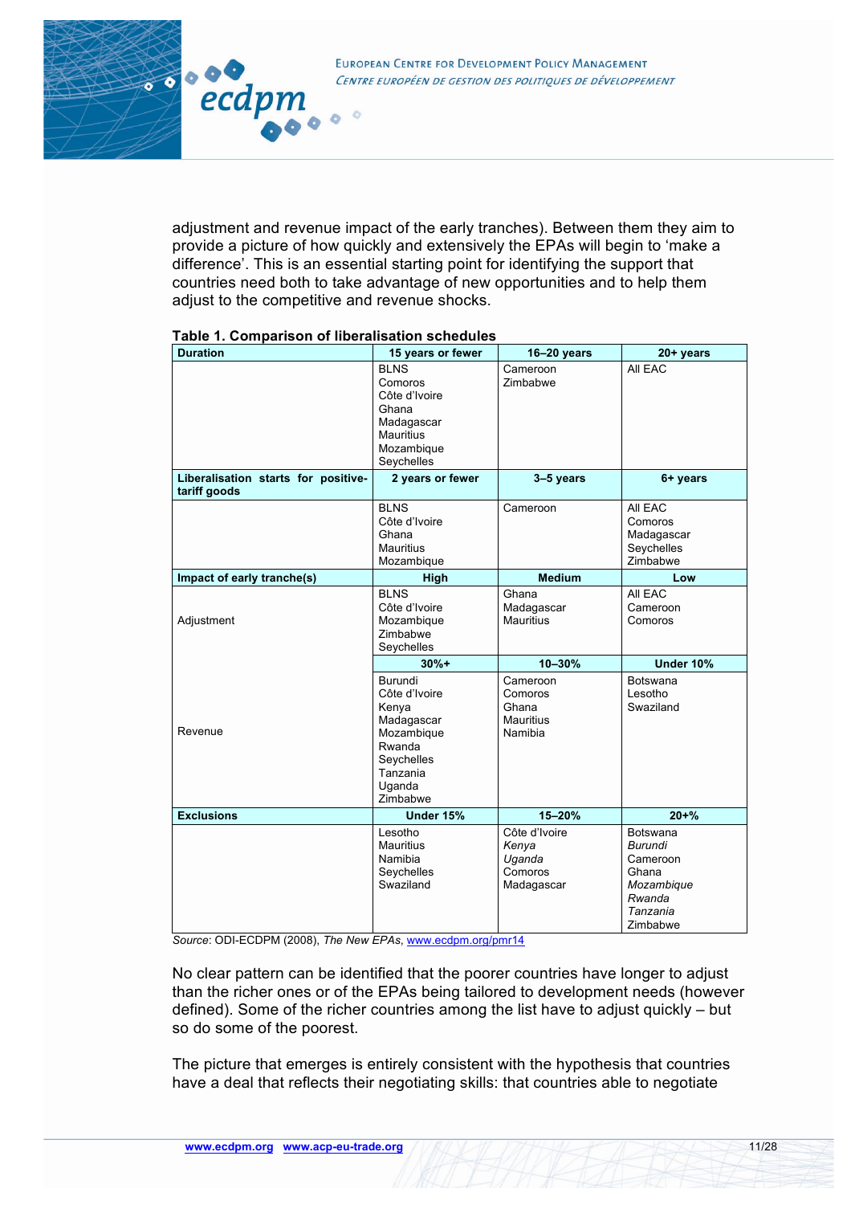adjustment and revenue impact of the early tranches). Between them they aim to provide a picture of how quickly and extensively the EPAs will begin to 'make a difference'. This is an essential starting point for identifying the support that countries need both to take advantage of new opportunities and to help them adjust to the competitive and revenue shocks.

**Table 1. Comparison of liberalisation schedules**

| **Duration** | **15 years or fewer** | **16–20 years** | **20+ years** |
|---|---|---|---|
| | BLNS<br>Comoros<br>Côte d'Ivoire<br>Ghana<br>Madagascar<br>Mauritius<br>Mozambique<br>Seychelles | Cameroon<br>Zimbabwe | All EAC |
| **Liberalisation starts for positive-tariff goods** | **2 years or fewer** | **3–5 years** | **6+ years** |
| | BLNS<br>Côte d'Ivoire<br>Ghana<br>Mauritius<br>Mozambique | Cameroon | All EAC<br>Comoros<br>Madagascar<br>Seychelles<br>Zimbabwe |
| **Impact of early tranche(s)** | **High** | **Medium** | **Low** |
| Adjustment | BLNS<br>Côte d'Ivoire<br>Mozambique<br>Zimbabwe<br>Seychelles | Ghana<br>Madagascar<br>Mauritius | All EAC<br>Cameroon<br>Comoros |
| | **30%+** | **10–30%** | **Under 10%** |
| Revenue | Burundi<br>Côte d'Ivoire<br>Kenya<br>Madagascar<br>Mozambique<br>Rwanda<br>Seychelles<br>Tanzania<br>Uganda<br>Zimbabwe | Cameroon<br>Comoros<br>Ghana<br>Mauritius<br>Namibia | Botswana<br>Lesotho<br>Swaziland |
| **Exclusions** | **Under 15%** | **15–20%** | **20+%** |
| | Lesotho<br>Mauritius<br>Namibia<br>Seychelles<br>Swaziland | Côte d'Ivoire<br>*Kenya*<br>*Uganda*<br>Comoros<br>Madagascar | Botswana<br>*Burundi*<br>Cameroon<br>Ghana<br>*Mozambique*<br>*Rwanda*<br>*Tanzania*<br>Zimbabwe |

*Source*: ODI-ECDPM (2008), *The New EPAs*, www.ecdpm.org/pmr14

No clear pattern can be identified that the poorer countries have longer to adjust than the richer ones or of the EPAs being tailored to development needs (however defined). Some of the richer countries among the list have to adjust quickly – but so do some of the poorest.

The picture that emerges is entirely consistent with the hypothesis that countries have a deal that reflects their negotiating skills: that countries able to negotiate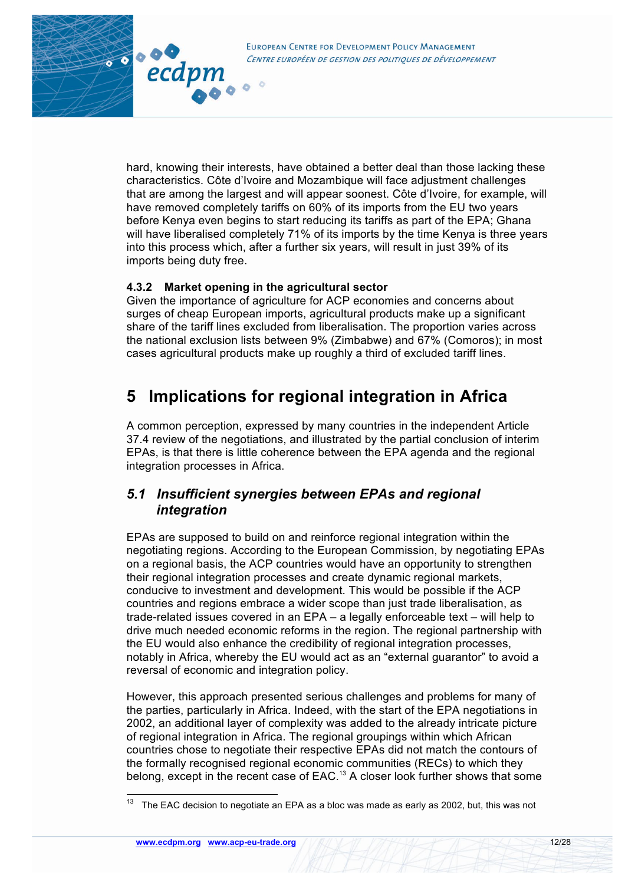hard, knowing their interests, have obtained a better deal than those lacking these characteristics. Côte d'Ivoire and Mozambique will face adjustment challenges that are among the largest and will appear soonest. Côte d'Ivoire, for example, will have removed completely tariffs on 60% of its imports from the EU two years before Kenya even begins to start reducing its tariffs as part of the EPA; Ghana will have liberalised completely 71% of its imports by the time Kenya is three years into this process which, after a further six years, will result in just 39% of its imports being duty free.

### 4.3.2 Market opening in the agricultural sector

Given the importance of agriculture for ACP economies and concerns about surges of cheap European imports, agricultural products make up a significant share of the tariff lines excluded from liberalisation. The proportion varies across the national exclusion lists between 9% (Zimbabwe) and 67% (Comoros); in most cases agricultural products make up roughly a third of excluded tariff lines.

# 5 Implications for regional integration in Africa

A common perception, expressed by many countries in the independent Article 37.4 review of the negotiations, and illustrated by the partial conclusion of interim EPAs, is that there is little coherence between the EPA agenda and the regional integration processes in Africa.

## *5.1 Insufficient synergies between EPAs and regional integration*

EPAs are supposed to build on and reinforce regional integration within the negotiating regions. According to the European Commission, by negotiating EPAs on a regional basis, the ACP countries would have an opportunity to strengthen their regional integration processes and create dynamic regional markets, conducive to investment and development. This would be possible if the ACP countries and regions embrace a wider scope than just trade liberalisation, as trade-related issues covered in an EPA – a legally enforceable text – will help to drive much needed economic reforms in the region. The regional partnership with the EU would also enhance the credibility of regional integration processes, notably in Africa, whereby the EU would act as an "external guarantor" to avoid a reversal of economic and integration policy.

However, this approach presented serious challenges and problems for many of the parties, particularly in Africa. Indeed, with the start of the EPA negotiations in 2002, an additional layer of complexity was added to the already intricate picture of regional integration in Africa. The regional groupings within which African countries chose to negotiate their respective EPAs did not match the contours of the formally recognised regional economic communities (RECs) to which they belong, except in the recent case of EAC.[13] A closer look further shows that some

[13] The EAC decision to negotiate an EPA as a bloc was made as early as 2002, but, this was not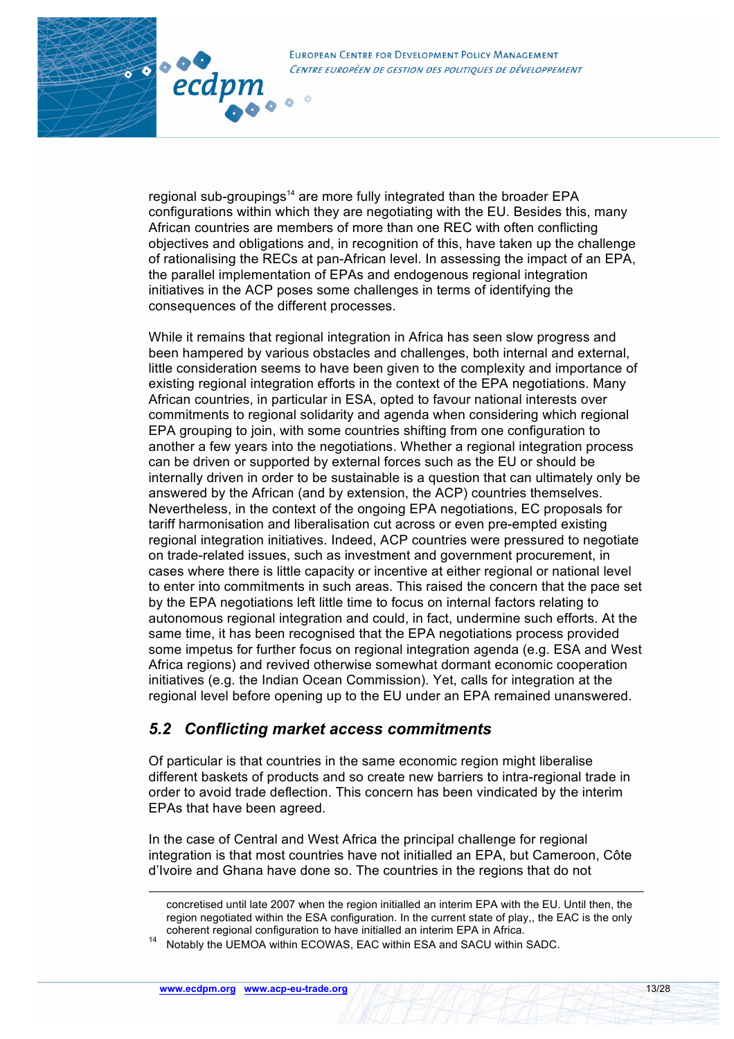regional sub-groupings[14] are more fully integrated than the broader EPA configurations within which they are negotiating with the EU. Besides this, many African countries are members of more than one REC with often conflicting objectives and obligations and, in recognition of this, have taken up the challenge of rationalising the RECs at pan-African level. In assessing the impact of an EPA, the parallel implementation of EPAs and endogenous regional integration initiatives in the ACP poses some challenges in terms of identifying the consequences of the different processes.

While it remains that regional integration in Africa has seen slow progress and been hampered by various obstacles and challenges, both internal and external, little consideration seems to have been given to the complexity and importance of existing regional integration efforts in the context of the EPA negotiations. Many African countries, in particular in ESA, opted to favour national interests over commitments to regional solidarity and agenda when considering which regional EPA grouping to join, with some countries shifting from one configuration to another a few years into the negotiations. Whether a regional integration process can be driven or supported by external forces such as the EU or should be internally driven in order to be sustainable is a question that can ultimately only be answered by the African (and by extension, the ACP) countries themselves. Nevertheless, in the context of the ongoing EPA negotiations, EC proposals for tariff harmonisation and liberalisation cut across or even pre-empted existing regional integration initiatives. Indeed, ACP countries were pressured to negotiate on trade-related issues, such as investment and government procurement, in cases where there is little capacity or incentive at either regional or national level to enter into commitments in such areas. This raised the concern that the pace set by the EPA negotiations left little time to focus on internal factors relating to autonomous regional integration and could, in fact, undermine such efforts. At the same time, it has been recognised that the EPA negotiations process provided some impetus for further focus on regional integration agenda (e.g. ESA and West Africa regions) and revived otherwise somewhat dormant economic cooperation initiatives (e.g. the Indian Ocean Commission). Yet, calls for integration at the regional level before opening up to the EU under an EPA remained unanswered.

## 5.2 Conflicting market access commitments

Of particular is that countries in the same economic region might liberalise different baskets of products and so create new barriers to intra-regional trade in order to avoid trade deflection. This concern has been vindicated by the interim EPAs that have been agreed.

In the case of Central and West Africa the principal challenge for regional integration is that most countries have not initialled an EPA, but Cameroon, Côte d'Ivoire and Ghana have done so. The countries in the regions that do not

---

concretised until late 2007 when the region initialled an interim EPA with the EU. Until then, the region negotiated within the ESA configuration. In the current state of play,, the EAC is the only coherent regional configuration to have initialled an interim EPA in Africa.

[14] Notably the UEMOA within ECOWAS, EAC within ESA and SACU within SADC.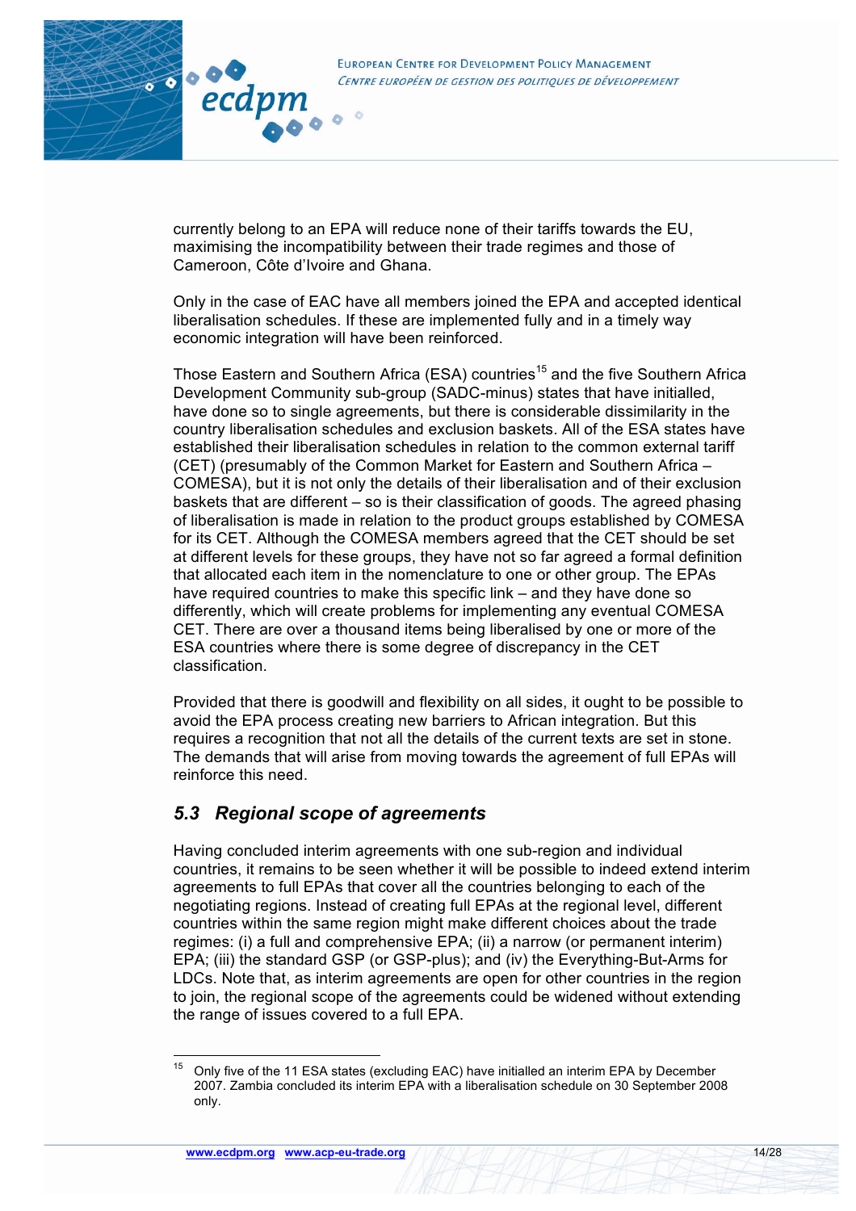currently belong to an EPA will reduce none of their tariffs towards the EU, maximising the incompatibility between their trade regimes and those of Cameroon, Côte d'Ivoire and Ghana.

Only in the case of EAC have all members joined the EPA and accepted identical liberalisation schedules. If these are implemented fully and in a timely way economic integration will have been reinforced.

Those Eastern and Southern Africa (ESA) countries[15] and the five Southern Africa Development Community sub-group (SADC-minus) states that have initialled, have done so to single agreements, but there is considerable dissimilarity in the country liberalisation schedules and exclusion baskets. All of the ESA states have established their liberalisation schedules in relation to the common external tariff (CET) (presumably of the Common Market for Eastern and Southern Africa – COMESA), but it is not only the details of their liberalisation and of their exclusion baskets that are different – so is their classification of goods. The agreed phasing of liberalisation is made in relation to the product groups established by COMESA for its CET. Although the COMESA members agreed that the CET should be set at different levels for these groups, they have not so far agreed a formal definition that allocated each item in the nomenclature to one or other group. The EPAs have required countries to make this specific link – and they have done so differently, which will create problems for implementing any eventual COMESA CET. There are over a thousand items being liberalised by one or more of the ESA countries where there is some degree of discrepancy in the CET classification.

Provided that there is goodwill and flexibility on all sides, it ought to be possible to avoid the EPA process creating new barriers to African integration. But this requires a recognition that not all the details of the current texts are set in stone. The demands that will arise from moving towards the agreement of full EPAs will reinforce this need.

## *5.3 Regional scope of agreements*

Having concluded interim agreements with one sub-region and individual countries, it remains to be seen whether it will be possible to indeed extend interim agreements to full EPAs that cover all the countries belonging to each of the negotiating regions. Instead of creating full EPAs at the regional level, different countries within the same region might make different choices about the trade regimes: (i) a full and comprehensive EPA; (ii) a narrow (or permanent interim) EPA; (iii) the standard GSP (or GSP-plus); and (iv) the Everything-But-Arms for LDCs. Note that, as interim agreements are open for other countries in the region to join, the regional scope of the agreements could be widened without extending the range of issues covered to a full EPA.

---

[15] Only five of the 11 ESA states (excluding EAC) have initialled an interim EPA by December 2007. Zambia concluded its interim EPA with a liberalisation schedule on 30 September 2008 only.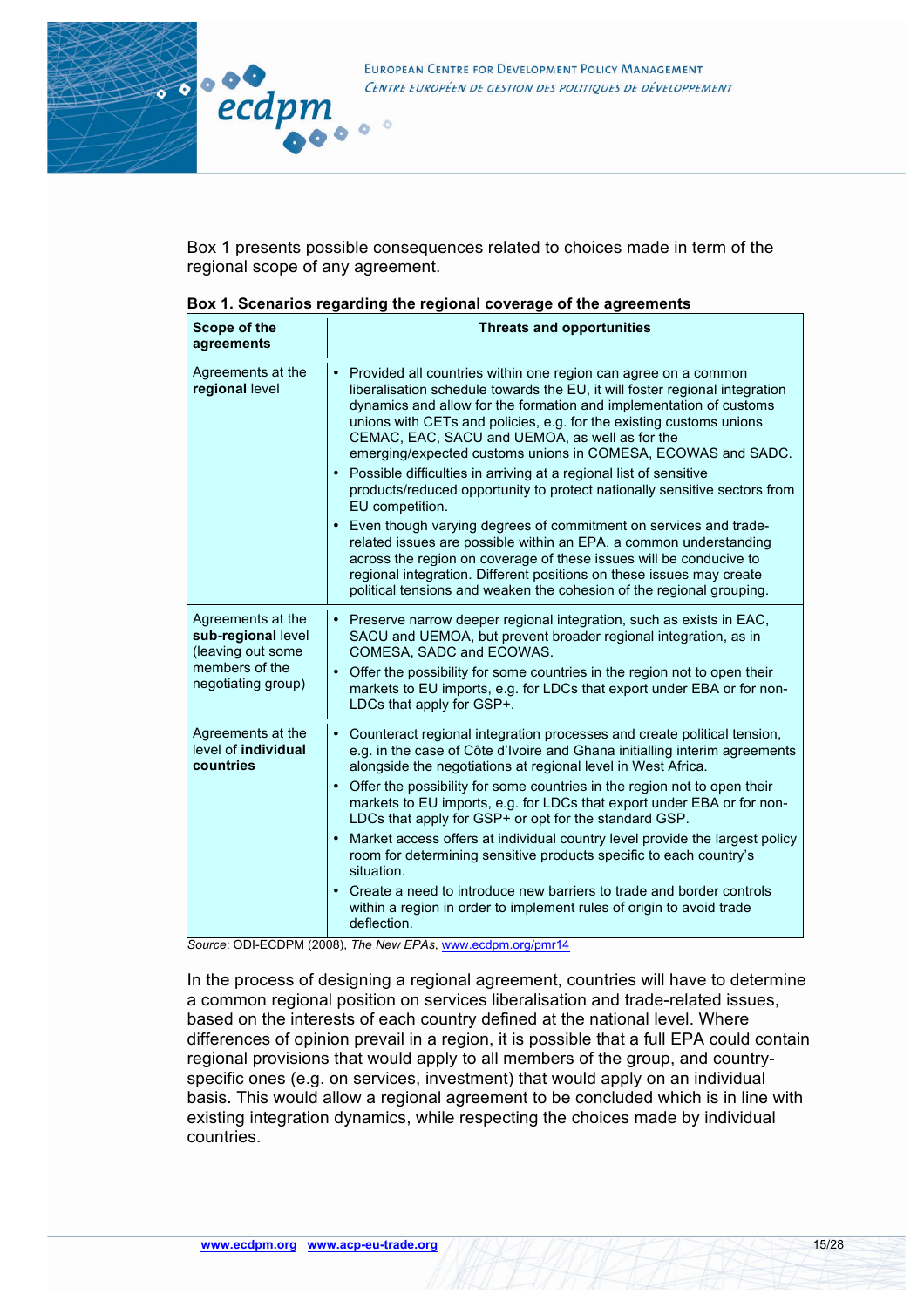Box 1 presents possible consequences related to choices made in term of the regional scope of any agreement.

**Box 1. Scenarios regarding the regional coverage of the agreements**

| Scope of the agreements | Threats and opportunities |
|---|---|
| Agreements at the **regional** level | • Provided all countries within one region can agree on a common liberalisation schedule towards the EU, it will foster regional integration dynamics and allow for the formation and implementation of customs unions with CETs and policies, e.g. for the existing customs unions CEMAC, EAC, SACU and UEMOA, as well as for the emerging/expected customs unions in COMESA, ECOWAS and SADC.<br>• Possible difficulties in arriving at a regional list of sensitive products/reduced opportunity to protect nationally sensitive sectors from EU competition.<br>• Even though varying degrees of commitment on services and trade-related issues are possible within an EPA, a common understanding across the region on coverage of these issues will be conducive to regional integration. Different positions on these issues may create political tensions and weaken the cohesion of the regional grouping. |
| Agreements at the **sub-regional** level (leaving out some members of the negotiating group) | • Preserve narrow deeper regional integration, such as exists in EAC, SACU and UEMOA, but prevent broader regional integration, as in COMESA, SADC and ECOWAS.<br>• Offer the possibility for some countries in the region not to open their markets to EU imports, e.g. for LDCs that export under EBA or for non-LDCs that apply for GSP+. |
| Agreements at the level of **individual countries** | • Counteract regional integration processes and create political tension, e.g. in the case of Côte d'Ivoire and Ghana initialling interim agreements alongside the negotiations at regional level in West Africa.<br>• Offer the possibility for some countries in the region not to open their markets to EU imports, e.g. for LDCs that export under EBA or for non-LDCs that apply for GSP+ or opt for the standard GSP.<br>• Market access offers at individual country level provide the largest policy room for determining sensitive products specific to each country's situation.<br>• Create a need to introduce new barriers to trade and border controls within a region in order to implement rules of origin to avoid trade deflection. |

*Source*: ODI-ECDPM (2008), *The New EPAs*, www.ecdpm.org/pmr14

In the process of designing a regional agreement, countries will have to determine a common regional position on services liberalisation and trade-related issues, based on the interests of each country defined at the national level. Where differences of opinion prevail in a region, it is possible that a full EPA could contain regional provisions that would apply to all members of the group, and country-specific ones (e.g. on services, investment) that would apply on an individual basis. This would allow a regional agreement to be concluded which is in line with existing integration dynamics, while respecting the choices made by individual countries.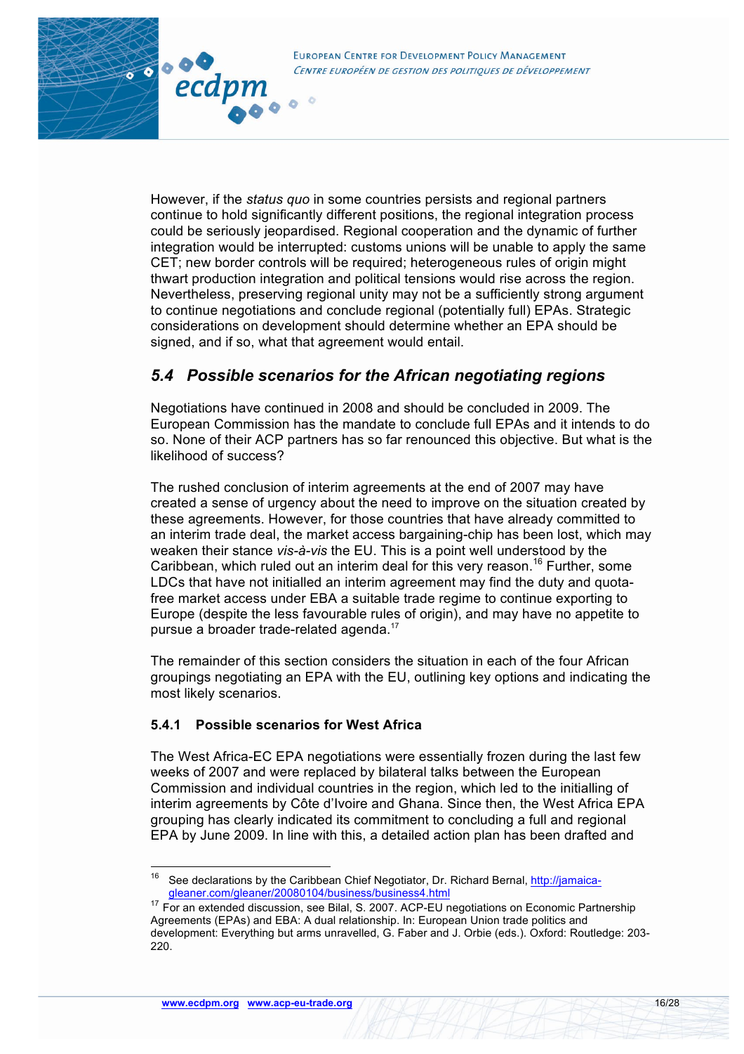However, if the *status quo* in some countries persists and regional partners continue to hold significantly different positions, the regional integration process could be seriously jeopardised. Regional cooperation and the dynamic of further integration would be interrupted: customs unions will be unable to apply the same CET; new border controls will be required; heterogeneous rules of origin might thwart production integration and political tensions would rise across the region. Nevertheless, preserving regional unity may not be a sufficiently strong argument to continue negotiations and conclude regional (potentially full) EPAs. Strategic considerations on development should determine whether an EPA should be signed, and if so, what that agreement would entail.

## *5.4 Possible scenarios for the African negotiating regions*

Negotiations have continued in 2008 and should be concluded in 2009. The European Commission has the mandate to conclude full EPAs and it intends to do so. None of their ACP partners has so far renounced this objective. But what is the likelihood of success?

The rushed conclusion of interim agreements at the end of 2007 may have created a sense of urgency about the need to improve on the situation created by these agreements. However, for those countries that have already committed to an interim trade deal, the market access bargaining-chip has been lost, which may weaken their stance *vis-à-vis* the EU. This is a point well understood by the Caribbean, which ruled out an interim deal for this very reason.[16] Further, some LDCs that have not initialled an interim agreement may find the duty and quota-free market access under EBA a suitable trade regime to continue exporting to Europe (despite the less favourable rules of origin), and may have no appetite to pursue a broader trade-related agenda.[17]

The remainder of this section considers the situation in each of the four African groupings negotiating an EPA with the EU, outlining key options and indicating the most likely scenarios.

### 5.4.1 Possible scenarios for West Africa

The West Africa-EC EPA negotiations were essentially frozen during the last few weeks of 2007 and were replaced by bilateral talks between the European Commission and individual countries in the region, which led to the initialling of interim agreements by Côte d'Ivoire and Ghana. Since then, the West Africa EPA grouping has clearly indicated its commitment to concluding a full and regional EPA by June 2009. In line with this, a detailed action plan has been drafted and

---

[16] See declarations by the Caribbean Chief Negotiator, Dr. Richard Bernal, http://jamaica-gleaner.com/gleaner/20080104/business/business4.html

[17] For an extended discussion, see Bilal, S. 2007. ACP-EU negotiations on Economic Partnership Agreements (EPAs) and EBA: A dual relationship. In: European Union trade politics and development: Everything but arms unravelled, G. Faber and J. Orbie (eds.). Oxford: Routledge: 203-220.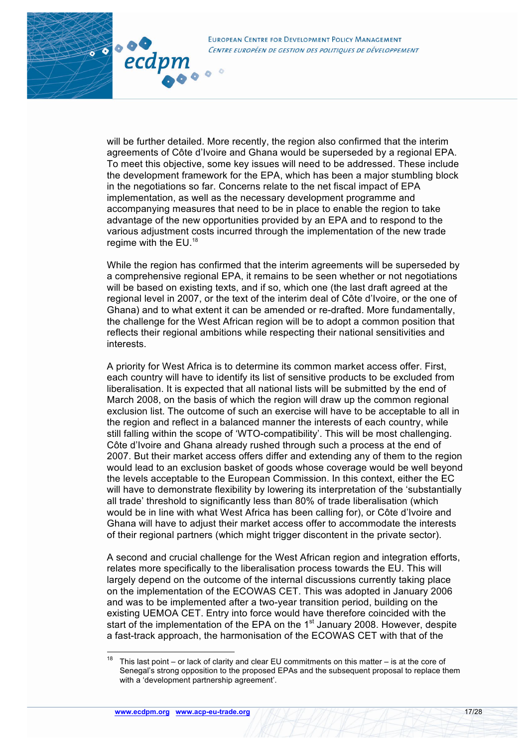will be further detailed. More recently, the region also confirmed that the interim agreements of Côte d'Ivoire and Ghana would be superseded by a regional EPA. To meet this objective, some key issues will need to be addressed. These include the development framework for the EPA, which has been a major stumbling block in the negotiations so far. Concerns relate to the net fiscal impact of EPA implementation, as well as the necessary development programme and accompanying measures that need to be in place to enable the region to take advantage of the new opportunities provided by an EPA and to respond to the various adjustment costs incurred through the implementation of the new trade regime with the EU.[18]

While the region has confirmed that the interim agreements will be superseded by a comprehensive regional EPA, it remains to be seen whether or not negotiations will be based on existing texts, and if so, which one (the last draft agreed at the regional level in 2007, or the text of the interim deal of Côte d'Ivoire, or the one of Ghana) and to what extent it can be amended or re-drafted. More fundamentally, the challenge for the West African region will be to adopt a common position that reflects their regional ambitions while respecting their national sensitivities and interests.

A priority for West Africa is to determine its common market access offer. First, each country will have to identify its list of sensitive products to be excluded from liberalisation. It is expected that all national lists will be submitted by the end of March 2008, on the basis of which the region will draw up the common regional exclusion list. The outcome of such an exercise will have to be acceptable to all in the region and reflect in a balanced manner the interests of each country, while still falling within the scope of 'WTO-compatibility'. This will be most challenging. Côte d'Ivoire and Ghana already rushed through such a process at the end of 2007. But their market access offers differ and extending any of them to the region would lead to an exclusion basket of goods whose coverage would be well beyond the levels acceptable to the European Commission. In this context, either the EC will have to demonstrate flexibility by lowering its interpretation of the 'substantially all trade' threshold to significantly less than 80% of trade liberalisation (which would be in line with what West Africa has been calling for), or Côte d'Ivoire and Ghana will have to adjust their market access offer to accommodate the interests of their regional partners (which might trigger discontent in the private sector).

A second and crucial challenge for the West African region and integration efforts, relates more specifically to the liberalisation process towards the EU. This will largely depend on the outcome of the internal discussions currently taking place on the implementation of the ECOWAS CET. This was adopted in January 2006 and was to be implemented after a two-year transition period, building on the existing UEMOA CET. Entry into force would have therefore coincided with the start of the implementation of the EPA on the 1st January 2008. However, despite a fast-track approach, the harmonisation of the ECOWAS CET with that of the

---

[18] This last point – or lack of clarity and clear EU commitments on this matter – is at the core of Senegal's strong opposition to the proposed EPAs and the subsequent proposal to replace them with a 'development partnership agreement'.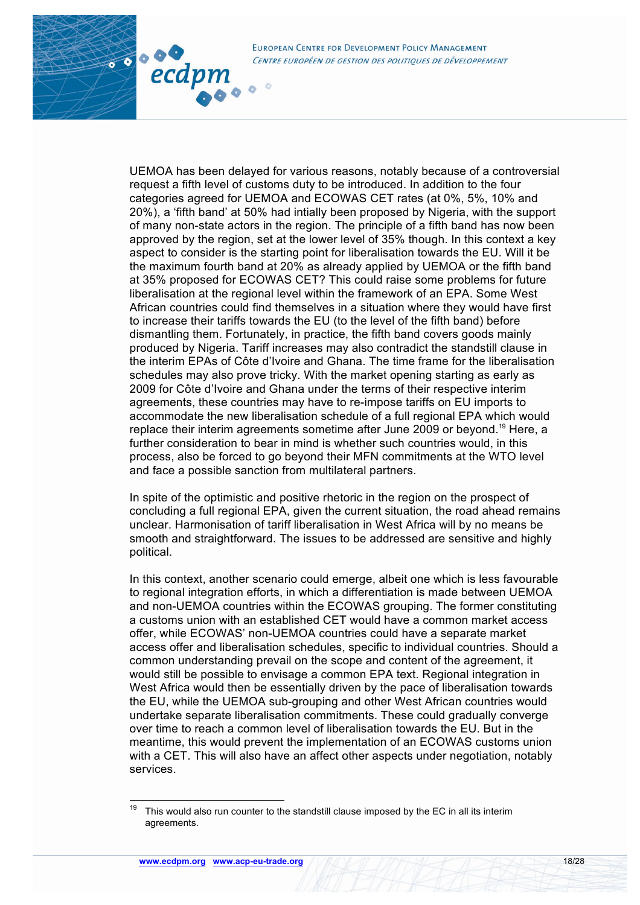UEMOA has been delayed for various reasons, notably because of a controversial request a fifth level of customs duty to be introduced. In addition to the four categories agreed for UEMOA and ECOWAS CET rates (at 0%, 5%, 10% and 20%), a 'fifth band' at 50% had intially been proposed by Nigeria, with the support of many non-state actors in the region. The principle of a fifth band has now been approved by the region, set at the lower level of 35% though. In this context a key aspect to consider is the starting point for liberalisation towards the EU. Will it be the maximum fourth band at 20% as already applied by UEMOA or the fifth band at 35% proposed for ECOWAS CET? This could raise some problems for future liberalisation at the regional level within the framework of an EPA. Some West African countries could find themselves in a situation where they would have first to increase their tariffs towards the EU (to the level of the fifth band) before dismantling them. Fortunately, in practice, the fifth band covers goods mainly produced by Nigeria. Tariff increases may also contradict the standstill clause in the interim EPAs of Côte d'Ivoire and Ghana. The time frame for the liberalisation schedules may also prove tricky. With the market opening starting as early as 2009 for Côte d'Ivoire and Ghana under the terms of their respective interim agreements, these countries may have to re-impose tariffs on EU imports to accommodate the new liberalisation schedule of a full regional EPA which would replace their interim agreements sometime after June 2009 or beyond.[19] Here, a further consideration to bear in mind is whether such countries would, in this process, also be forced to go beyond their MFN commitments at the WTO level and face a possible sanction from multilateral partners.

In spite of the optimistic and positive rhetoric in the region on the prospect of concluding a full regional EPA, given the current situation, the road ahead remains unclear. Harmonisation of tariff liberalisation in West Africa will by no means be smooth and straightforward. The issues to be addressed are sensitive and highly political.

In this context, another scenario could emerge, albeit one which is less favourable to regional integration efforts, in which a differentiation is made between UEMOA and non-UEMOA countries within the ECOWAS grouping. The former constituting a customs union with an established CET would have a common market access offer, while ECOWAS' non-UEMOA countries could have a separate market access offer and liberalisation schedules, specific to individual countries. Should a common understanding prevail on the scope and content of the agreement, it would still be possible to envisage a common EPA text. Regional integration in West Africa would then be essentially driven by the pace of liberalisation towards the EU, while the UEMOA sub-grouping and other West African countries would undertake separate liberalisation commitments. These could gradually converge over time to reach a common level of liberalisation towards the EU. But in the meantime, this would prevent the implementation of an ECOWAS customs union with a CET. This will also have an affect other aspects under negotiation, notably services.

[19] This would also run counter to the standstill clause imposed by the EC in all its interim agreements.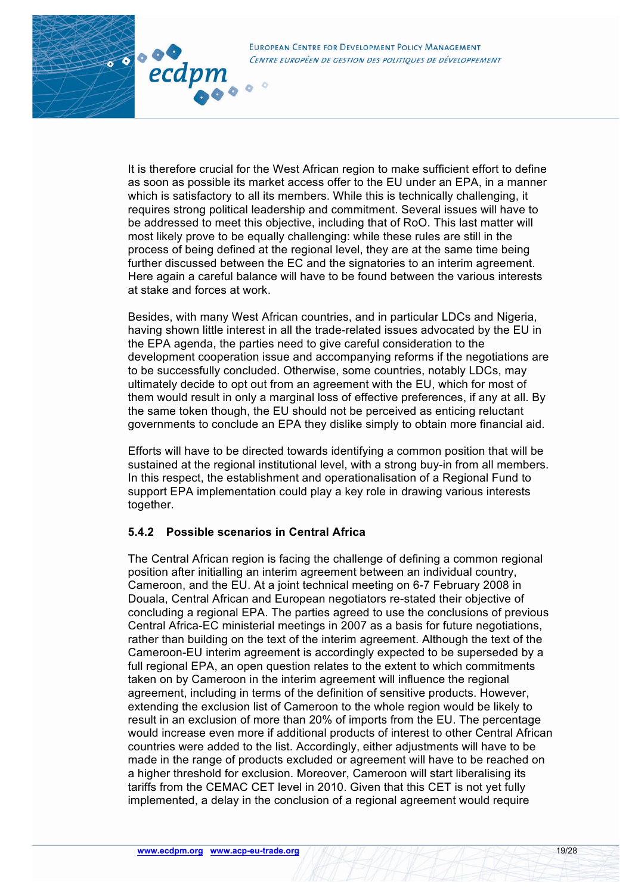It is therefore crucial for the West African region to make sufficient effort to define as soon as possible its market access offer to the EU under an EPA, in a manner which is satisfactory to all its members. While this is technically challenging, it requires strong political leadership and commitment. Several issues will have to be addressed to meet this objective, including that of RoO. This last matter will most likely prove to be equally challenging: while these rules are still in the process of being defined at the regional level, they are at the same time being further discussed between the EC and the signatories to an interim agreement. Here again a careful balance will have to be found between the various interests at stake and forces at work.

Besides, with many West African countries, and in particular LDCs and Nigeria, having shown little interest in all the trade-related issues advocated by the EU in the EPA agenda, the parties need to give careful consideration to the development cooperation issue and accompanying reforms if the negotiations are to be successfully concluded. Otherwise, some countries, notably LDCs, may ultimately decide to opt out from an agreement with the EU, which for most of them would result in only a marginal loss of effective preferences, if any at all. By the same token though, the EU should not be perceived as enticing reluctant governments to conclude an EPA they dislike simply to obtain more financial aid.

Efforts will have to be directed towards identifying a common position that will be sustained at the regional institutional level, with a strong buy-in from all members. In this respect, the establishment and operationalisation of a Regional Fund to support EPA implementation could play a key role in drawing various interests together.

### 5.4.2 Possible scenarios in Central Africa

The Central African region is facing the challenge of defining a common regional position after initialling an interim agreement between an individual country, Cameroon, and the EU. At a joint technical meeting on 6-7 February 2008 in Douala, Central African and European negotiators re-stated their objective of concluding a regional EPA. The parties agreed to use the conclusions of previous Central Africa-EC ministerial meetings in 2007 as a basis for future negotiations, rather than building on the text of the interim agreement. Although the text of the Cameroon-EU interim agreement is accordingly expected to be superseded by a full regional EPA, an open question relates to the extent to which commitments taken on by Cameroon in the interim agreement will influence the regional agreement, including in terms of the definition of sensitive products. However, extending the exclusion list of Cameroon to the whole region would be likely to result in an exclusion of more than 20% of imports from the EU. The percentage would increase even more if additional products of interest to other Central African countries were added to the list. Accordingly, either adjustments will have to be made in the range of products excluded or agreement will have to be reached on a higher threshold for exclusion. Moreover, Cameroon will start liberalising its tariffs from the CEMAC CET level in 2010. Given that this CET is not yet fully implemented, a delay in the conclusion of a regional agreement would require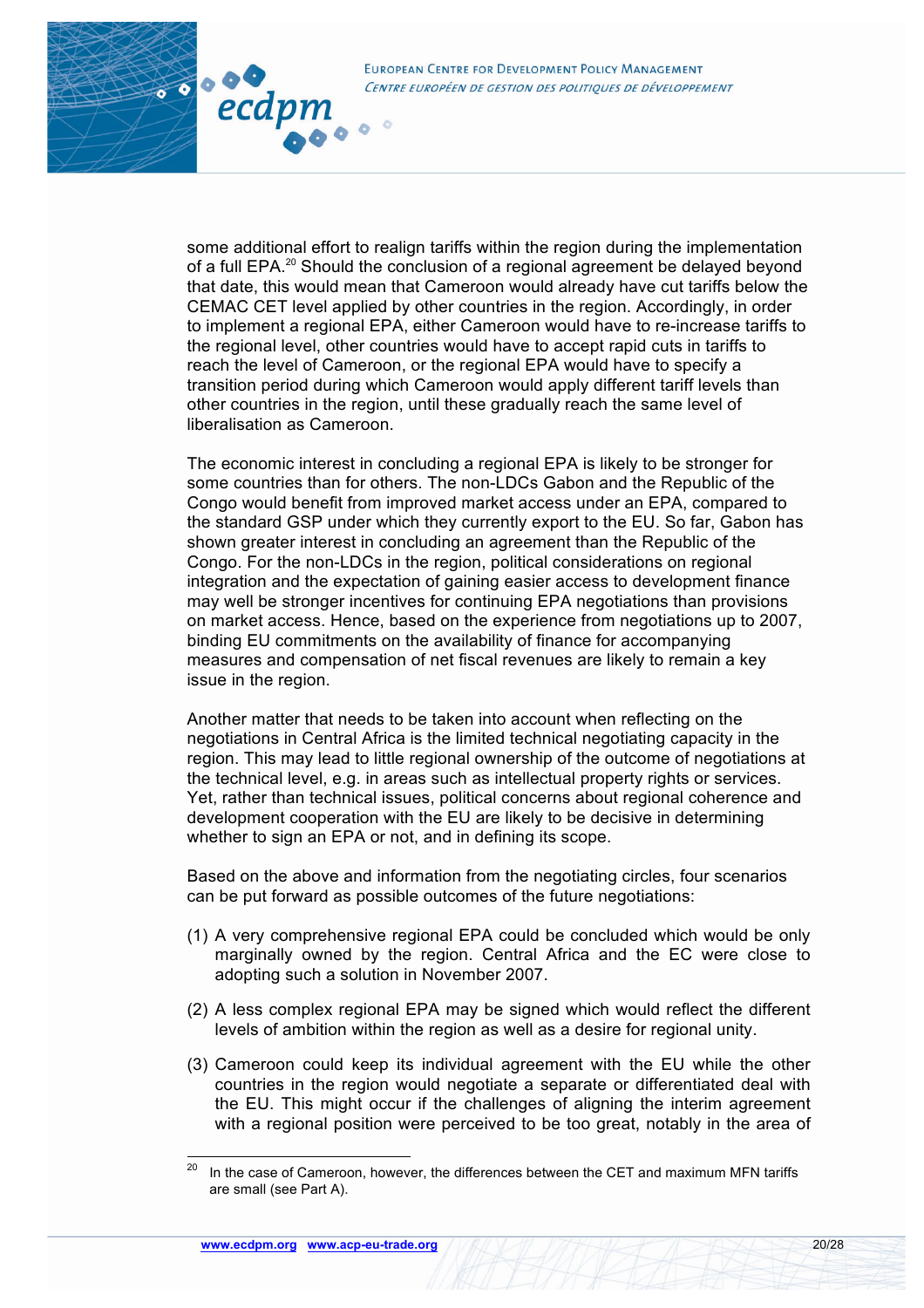some additional effort to realign tariffs within the region during the implementation of a full EPA.[20] Should the conclusion of a regional agreement be delayed beyond that date, this would mean that Cameroon would already have cut tariffs below the CEMAC CET level applied by other countries in the region. Accordingly, in order to implement a regional EPA, either Cameroon would have to re-increase tariffs to the regional level, other countries would have to accept rapid cuts in tariffs to reach the level of Cameroon, or the regional EPA would have to specify a transition period during which Cameroon would apply different tariff levels than other countries in the region, until these gradually reach the same level of liberalisation as Cameroon.

The economic interest in concluding a regional EPA is likely to be stronger for some countries than for others. The non-LDCs Gabon and the Republic of the Congo would benefit from improved market access under an EPA, compared to the standard GSP under which they currently export to the EU. So far, Gabon has shown greater interest in concluding an agreement than the Republic of the Congo. For the non-LDCs in the region, political considerations on regional integration and the expectation of gaining easier access to development finance may well be stronger incentives for continuing EPA negotiations than provisions on market access. Hence, based on the experience from negotiations up to 2007, binding EU commitments on the availability of finance for accompanying measures and compensation of net fiscal revenues are likely to remain a key issue in the region.

Another matter that needs to be taken into account when reflecting on the negotiations in Central Africa is the limited technical negotiating capacity in the region. This may lead to little regional ownership of the outcome of negotiations at the technical level, e.g. in areas such as intellectual property rights or services. Yet, rather than technical issues, political concerns about regional coherence and development cooperation with the EU are likely to be decisive in determining whether to sign an EPA or not, and in defining its scope.

Based on the above and information from the negotiating circles, four scenarios can be put forward as possible outcomes of the future negotiations:

(1) A very comprehensive regional EPA could be concluded which would be only marginally owned by the region. Central Africa and the EC were close to adopting such a solution in November 2007.

(2) A less complex regional EPA may be signed which would reflect the different levels of ambition within the region as well as a desire for regional unity.

(3) Cameroon could keep its individual agreement with the EU while the other countries in the region would negotiate a separate or differentiated deal with the EU. This might occur if the challenges of aligning the interim agreement with a regional position were perceived to be too great, notably in the area of

[20] In the case of Cameroon, however, the differences between the CET and maximum MFN tariffs are small (see Part A).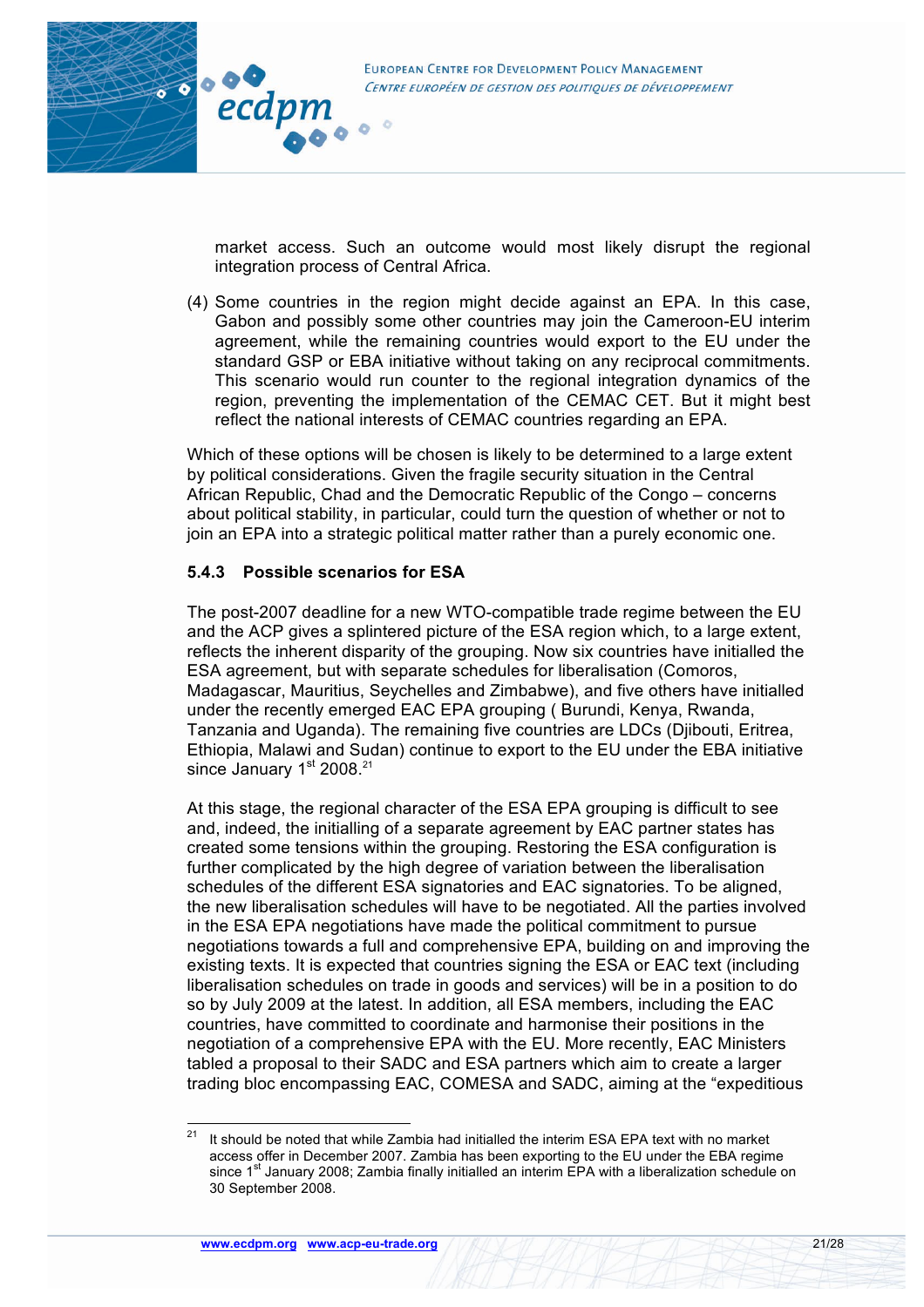market access. Such an outcome would most likely disrupt the regional integration process of Central Africa.

(4) Some countries in the region might decide against an EPA. In this case, Gabon and possibly some other countries may join the Cameroon-EU interim agreement, while the remaining countries would export to the EU under the standard GSP or EBA initiative without taking on any reciprocal commitments. This scenario would run counter to the regional integration dynamics of the region, preventing the implementation of the CEMAC CET. But it might best reflect the national interests of CEMAC countries regarding an EPA.

Which of these options will be chosen is likely to be determined to a large extent by political considerations. Given the fragile security situation in the Central African Republic, Chad and the Democratic Republic of the Congo – concerns about political stability, in particular, could turn the question of whether or not to join an EPA into a strategic political matter rather than a purely economic one.

### 5.4.3 Possible scenarios for ESA

The post-2007 deadline for a new WTO-compatible trade regime between the EU and the ACP gives a splintered picture of the ESA region which, to a large extent, reflects the inherent disparity of the grouping. Now six countries have initialled the ESA agreement, but with separate schedules for liberalisation (Comoros, Madagascar, Mauritius, Seychelles and Zimbabwe), and five others have initialled under the recently emerged EAC EPA grouping ( Burundi, Kenya, Rwanda, Tanzania and Uganda). The remaining five countries are LDCs (Djibouti, Eritrea, Ethiopia, Malawi and Sudan) continue to export to the EU under the EBA initiative since January 1st 2008.[21]

At this stage, the regional character of the ESA EPA grouping is difficult to see and, indeed, the initialling of a separate agreement by EAC partner states has created some tensions within the grouping. Restoring the ESA configuration is further complicated by the high degree of variation between the liberalisation schedules of the different ESA signatories and EAC signatories. To be aligned, the new liberalisation schedules will have to be negotiated. All the parties involved in the ESA EPA negotiations have made the political commitment to pursue negotiations towards a full and comprehensive EPA, building on and improving the existing texts. It is expected that countries signing the ESA or EAC text (including liberalisation schedules on trade in goods and services) will be in a position to do so by July 2009 at the latest. In addition, all ESA members, including the EAC countries, have committed to coordinate and harmonise their positions in the negotiation of a comprehensive EPA with the EU. More recently, EAC Ministers tabled a proposal to their SADC and ESA partners which aim to create a larger trading bloc encompassing EAC, COMESA and SADC, aiming at the "expeditious

---

[21] It should be noted that while Zambia had initialled the interim ESA EPA text with no market access offer in December 2007. Zambia has been exporting to the EU under the EBA regime since 1st January 2008; Zambia finally initialled an interim EPA with a liberalization schedule on 30 September 2008.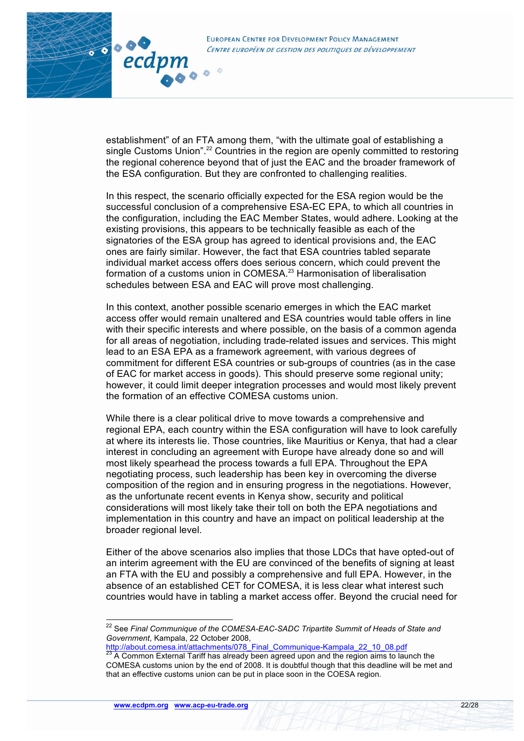establishment" of an FTA among them, "with the ultimate goal of establishing a single Customs Union".[22] Countries in the region are openly committed to restoring the regional coherence beyond that of just the EAC and the broader framework of the ESA configuration. But they are confronted to challenging realities.

In this respect, the scenario officially expected for the ESA region would be the successful conclusion of a comprehensive ESA-EC EPA, to which all countries in the configuration, including the EAC Member States, would adhere. Looking at the existing provisions, this appears to be technically feasible as each of the signatories of the ESA group has agreed to identical provisions and, the EAC ones are fairly similar. However, the fact that ESA countries tabled separate individual market access offers does serious concern, which could prevent the formation of a customs union in COMESA.[23] Harmonisation of liberalisation schedules between ESA and EAC will prove most challenging.

In this context, another possible scenario emerges in which the EAC market access offer would remain unaltered and ESA countries would table offers in line with their specific interests and where possible, on the basis of a common agenda for all areas of negotiation, including trade-related issues and services. This might lead to an ESA EPA as a framework agreement, with various degrees of commitment for different ESA countries or sub-groups of countries (as in the case of EAC for market access in goods). This should preserve some regional unity; however, it could limit deeper integration processes and would most likely prevent the formation of an effective COMESA customs union.

While there is a clear political drive to move towards a comprehensive and regional EPA, each country within the ESA configuration will have to look carefully at where its interests lie. Those countries, like Mauritius or Kenya, that had a clear interest in concluding an agreement with Europe have already done so and will most likely spearhead the process towards a full EPA. Throughout the EPA negotiating process, such leadership has been key in overcoming the diverse composition of the region and in ensuring progress in the negotiations. However, as the unfortunate recent events in Kenya show, security and political considerations will most likely take their toll on both the EPA negotiations and implementation in this country and have an impact on political leadership at the broader regional level.

Either of the above scenarios also implies that those LDCs that have opted-out of an interim agreement with the EU are convinced of the benefits of signing at least an FTA with the EU and possibly a comprehensive and full EPA. However, in the absence of an established CET for COMESA, it is less clear what interest such countries would have in tabling a market access offer. Beyond the crucial need for

---

[22] See *Final Communique of the COMESA-EAC-SADC Tripartite Summit of Heads of State and Government*, Kampala, 22 October 2008, http://about.comesa.int/attachments/078_Final_Communique-Kampala_22_10_08.pdf

[23] A Common External Tariff has already been agreed upon and the region aims to launch the COMESA customs union by the end of 2008. It is doubtful though that this deadline will be met and that an effective customs union can be put in place soon in the COESA region.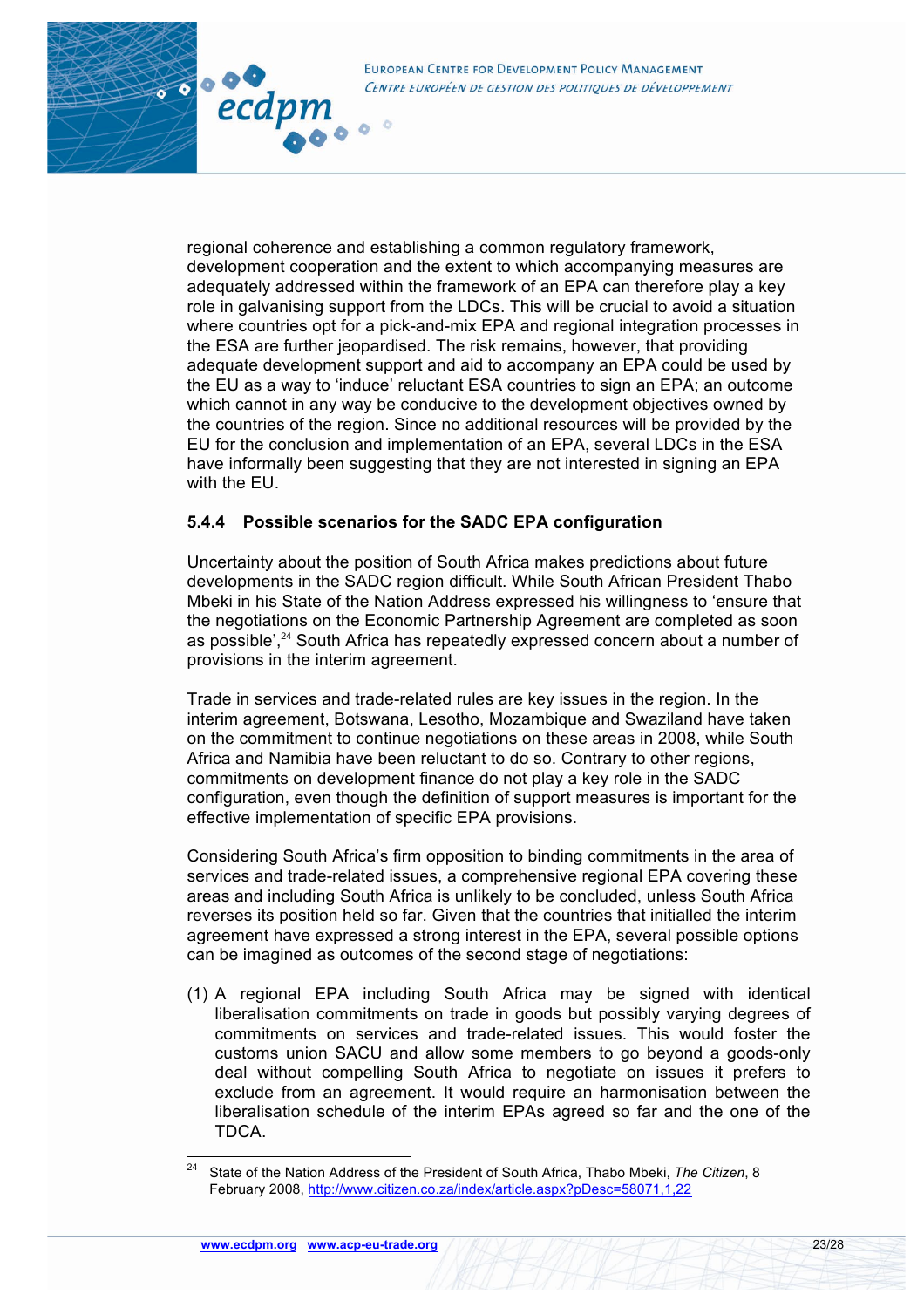regional coherence and establishing a common regulatory framework, development cooperation and the extent to which accompanying measures are adequately addressed within the framework of an EPA can therefore play a key role in galvanising support from the LDCs. This will be crucial to avoid a situation where countries opt for a pick-and-mix EPA and regional integration processes in the ESA are further jeopardised. The risk remains, however, that providing adequate development support and aid to accompany an EPA could be used by the EU as a way to 'induce' reluctant ESA countries to sign an EPA; an outcome which cannot in any way be conducive to the development objectives owned by the countries of the region. Since no additional resources will be provided by the EU for the conclusion and implementation of an EPA, several LDCs in the ESA have informally been suggesting that they are not interested in signing an EPA with the EU.

### 5.4.4 Possible scenarios for the SADC EPA configuration

Uncertainty about the position of South Africa makes predictions about future developments in the SADC region difficult. While South African President Thabo Mbeki in his State of the Nation Address expressed his willingness to 'ensure that the negotiations on the Economic Partnership Agreement are completed as soon as possible',[24] South Africa has repeatedly expressed concern about a number of provisions in the interim agreement.

Trade in services and trade-related rules are key issues in the region. In the interim agreement, Botswana, Lesotho, Mozambique and Swaziland have taken on the commitment to continue negotiations on these areas in 2008, while South Africa and Namibia have been reluctant to do so. Contrary to other regions, commitments on development finance do not play a key role in the SADC configuration, even though the definition of support measures is important for the effective implementation of specific EPA provisions.

Considering South Africa's firm opposition to binding commitments in the area of services and trade-related issues, a comprehensive regional EPA covering these areas and including South Africa is unlikely to be concluded, unless South Africa reverses its position held so far. Given that the countries that initialled the interim agreement have expressed a strong interest in the EPA, several possible options can be imagined as outcomes of the second stage of negotiations:

(1) A regional EPA including South Africa may be signed with identical liberalisation commitments on trade in goods but possibly varying degrees of commitments on services and trade-related issues. This would foster the customs union SACU and allow some members to go beyond a goods-only deal without compelling South Africa to negotiate on issues it prefers to exclude from an agreement. It would require an harmonisation between the liberalisation schedule of the interim EPAs agreed so far and the one of the TDCA.

---

[24] State of the Nation Address of the President of South Africa, Thabo Mbeki, *The Citizen*, 8 February 2008, http://www.citizen.co.za/index/article.aspx?pDesc=58071,1,22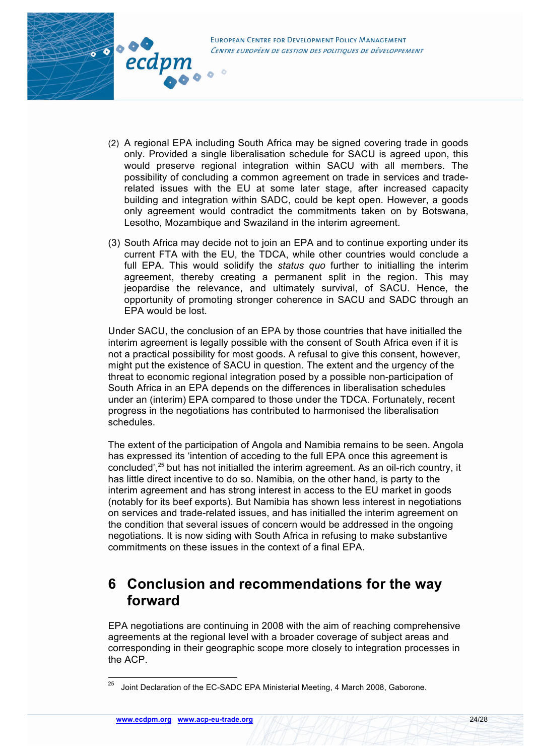(2) A regional EPA including South Africa may be signed covering trade in goods only. Provided a single liberalisation schedule for SACU is agreed upon, this would preserve regional integration within SACU with all members. The possibility of concluding a common agreement on trade in services and trade-related issues with the EU at some later stage, after increased capacity building and integration within SADC, could be kept open. However, a goods only agreement would contradict the commitments taken on by Botswana, Lesotho, Mozambique and Swaziland in the interim agreement.

(3) South Africa may decide not to join an EPA and to continue exporting under its current FTA with the EU, the TDCA, while other countries would conclude a full EPA. This would solidify the *status quo* further to initialling the interim agreement, thereby creating a permanent split in the region. This may jeopardise the relevance, and ultimately survival, of SACU. Hence, the opportunity of promoting stronger coherence in SACU and SADC through an EPA would be lost.

Under SACU, the conclusion of an EPA by those countries that have initialled the interim agreement is legally possible with the consent of South Africa even if it is not a practical possibility for most goods. A refusal to give this consent, however, might put the existence of SACU in question. The extent and the urgency of the threat to economic regional integration posed by a possible non-participation of South Africa in an EPA depends on the differences in liberalisation schedules under an (interim) EPA compared to those under the TDCA. Fortunately, recent progress in the negotiations has contributed to harmonised the liberalisation schedules.

The extent of the participation of Angola and Namibia remains to be seen. Angola has expressed its 'intention of acceding to the full EPA once this agreement is concluded',[25] but has not initialled the interim agreement. As an oil-rich country, it has little direct incentive to do so. Namibia, on the other hand, is party to the interim agreement and has strong interest in access to the EU market in goods (notably for its beef exports). But Namibia has shown less interest in negotiations on services and trade-related issues, and has initialled the interim agreement on the condition that several issues of concern would be addressed in the ongoing negotiations. It is now siding with South Africa in refusing to make substantive commitments on these issues in the context of a final EPA.

# 6 Conclusion and recommendations for the way forward

EPA negotiations are continuing in 2008 with the aim of reaching comprehensive agreements at the regional level with a broader coverage of subject areas and corresponding in their geographic scope more closely to integration processes in the ACP.

---

[25] Joint Declaration of the EC-SADC EPA Ministerial Meeting, 4 March 2008, Gaborone.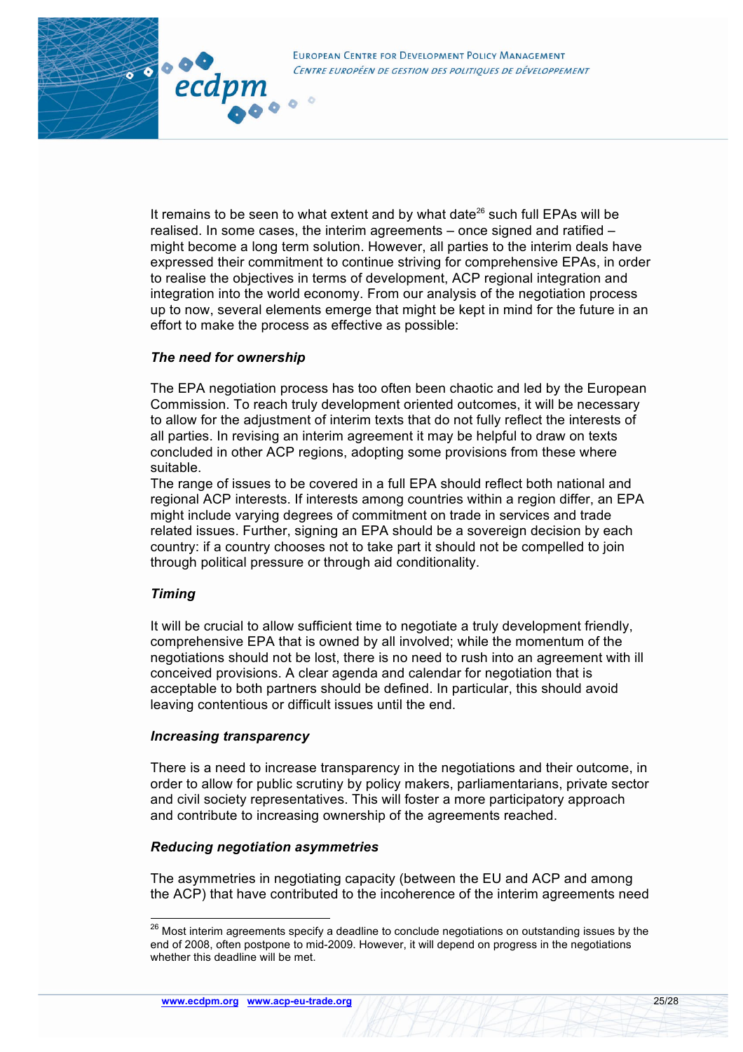It remains to be seen to what extent and by what date[26] such full EPAs will be realised. In some cases, the interim agreements – once signed and ratified – might become a long term solution. However, all parties to the interim deals have expressed their commitment to continue striving for comprehensive EPAs, in order to realise the objectives in terms of development, ACP regional integration and integration into the world economy. From our analysis of the negotiation process up to now, several elements emerge that might be kept in mind for the future in an effort to make the process as effective as possible:

***The need for ownership***

The EPA negotiation process has too often been chaotic and led by the European Commission. To reach truly development oriented outcomes, it will be necessary to allow for the adjustment of interim texts that do not fully reflect the interests of all parties. In revising an interim agreement it may be helpful to draw on texts concluded in other ACP regions, adopting some provisions from these where suitable.

The range of issues to be covered in a full EPA should reflect both national and regional ACP interests. If interests among countries within a region differ, an EPA might include varying degrees of commitment on trade in services and trade related issues. Further, signing an EPA should be a sovereign decision by each country: if a country chooses not to take part it should not be compelled to join through political pressure or through aid conditionality.

***Timing***

It will be crucial to allow sufficient time to negotiate a truly development friendly, comprehensive EPA that is owned by all involved; while the momentum of the negotiations should not be lost, there is no need to rush into an agreement with ill conceived provisions. A clear agenda and calendar for negotiation that is acceptable to both partners should be defined. In particular, this should avoid leaving contentious or difficult issues until the end.

***Increasing transparency***

There is a need to increase transparency in the negotiations and their outcome, in order to allow for public scrutiny by policy makers, parliamentarians, private sector and civil society representatives. This will foster a more participatory approach and contribute to increasing ownership of the agreements reached.

***Reducing negotiation asymmetries***

The asymmetries in negotiating capacity (between the EU and ACP and among the ACP) that have contributed to the incoherence of the interim agreements need

---

[26] Most interim agreements specify a deadline to conclude negotiations on outstanding issues by the end of 2008, often postpone to mid-2009. However, it will depend on progress in the negotiations whether this deadline will be met.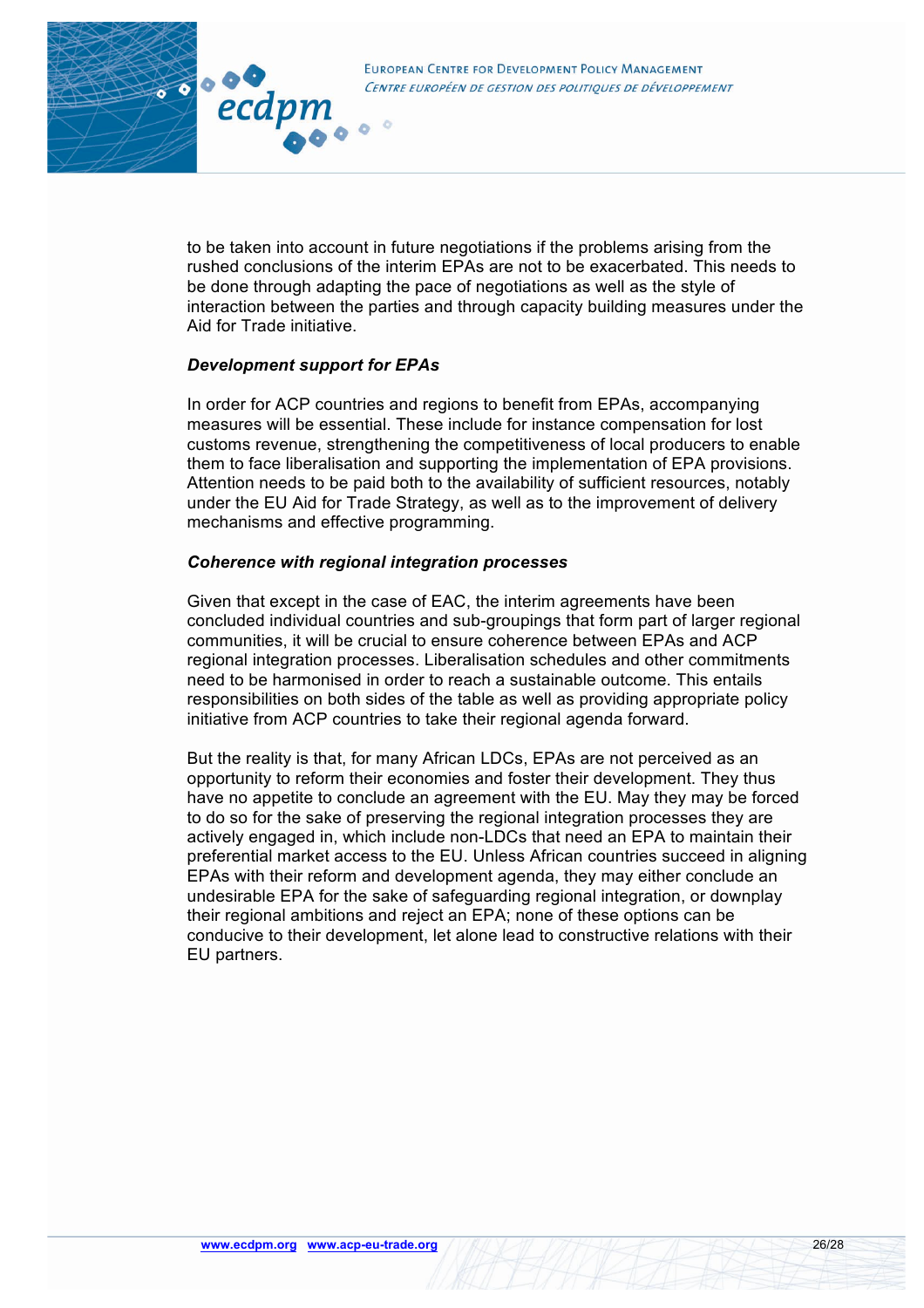to be taken into account in future negotiations if the problems arising from the rushed conclusions of the interim EPAs are not to be exacerbated. This needs to be done through adapting the pace of negotiations as well as the style of interaction between the parties and through capacity building measures under the Aid for Trade initiative.

***Development support for EPAs***

In order for ACP countries and regions to benefit from EPAs, accompanying measures will be essential. These include for instance compensation for lost customs revenue, strengthening the competitiveness of local producers to enable them to face liberalisation and supporting the implementation of EPA provisions. Attention needs to be paid both to the availability of sufficient resources, notably under the EU Aid for Trade Strategy, as well as to the improvement of delivery mechanisms and effective programming.

***Coherence with regional integration processes***

Given that except in the case of EAC, the interim agreements have been concluded individual countries and sub-groupings that form part of larger regional communities, it will be crucial to ensure coherence between EPAs and ACP regional integration processes. Liberalisation schedules and other commitments need to be harmonised in order to reach a sustainable outcome. This entails responsibilities on both sides of the table as well as providing appropriate policy initiative from ACP countries to take their regional agenda forward.

But the reality is that, for many African LDCs, EPAs are not perceived as an opportunity to reform their economies and foster their development. They thus have no appetite to conclude an agreement with the EU. May they may be forced to do so for the sake of preserving the regional integration processes they are actively engaged in, which include non-LDCs that need an EPA to maintain their preferential market access to the EU. Unless African countries succeed in aligning EPAs with their reform and development agenda, they may either conclude an undesirable EPA for the sake of safeguarding regional integration, or downplay their regional ambitions and reject an EPA; none of these options can be conducive to their development, let alone lead to constructive relations with their EU partners.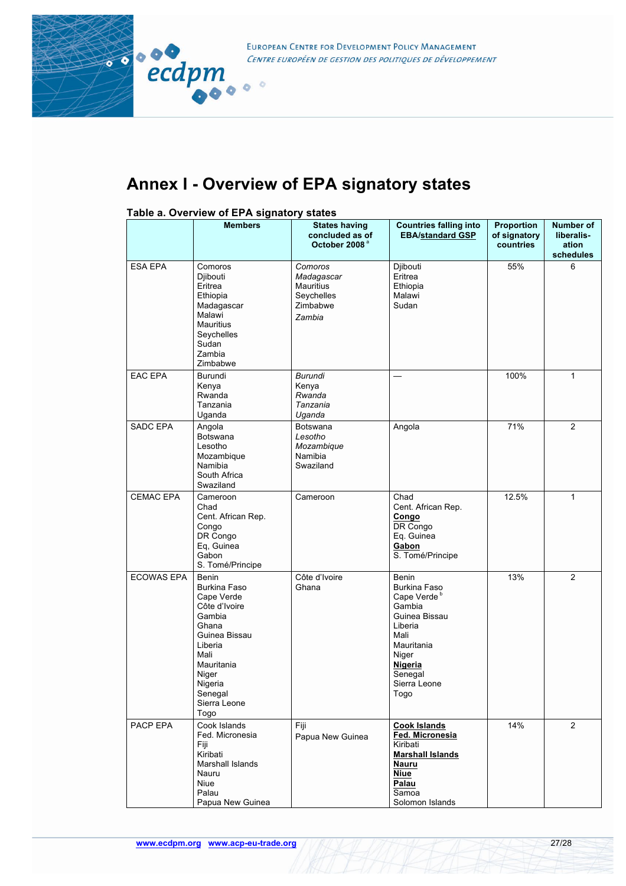# Annex I - Overview of EPA signatory states

**Table a. Overview of EPA signatory states**

| | Members | States having concluded as of October 2008 [a] | Countries falling into EBA/**standard GSP** | Proportion of signatory countries | Number of liberalis-ation schedules |
|---|---|---|---|---|---|
| ESA EPA | Comoros<br>Djibouti<br>Eritrea<br>Ethiopia<br>Madagascar<br>Malawi<br>Mauritius<br>Seychelles<br>Sudan<br>Zambia<br>Zimbabwe | *Comoros*<br>*Madagascar*<br>Mauritius<br>Seychelles<br>Zimbabwe<br>*Zambia* | Djibouti<br>Eritrea<br>Ethiopia<br>Malawi<br>Sudan | 55% | 6 |
| EAC EPA | Burundi<br>Kenya<br>Rwanda<br>Tanzania<br>Uganda | *Burundi*<br>Kenya<br>*Rwanda*<br>*Tanzania*<br>*Uganda* | — | 100% | 1 |
| SADC EPA | Angola<br>Botswana<br>Lesotho<br>Mozambique<br>Namibia<br>South Africa<br>Swaziland | Botswana<br>*Lesotho*<br>*Mozambique*<br>Namibia<br>Swaziland | Angola | 71% | 2 |
| CEMAC EPA | Cameroon<br>Chad<br>Cent. African Rep.<br>Congo<br>DR Congo<br>Eq, Guinea<br>Gabon<br>S. Tomé/Principe | Cameroon | Chad<br>Cent. African Rep.<br>**Congo**<br>DR Congo<br>Eq. Guinea<br>**Gabon**<br>S. Tomé/Principe | 12.5% | 1 |
| ECOWAS EPA | Benin<br>Burkina Faso<br>Cape Verde<br>Côte d'Ivoire<br>Gambia<br>Ghana<br>Guinea Bissau<br>Liberia<br>Mali<br>Mauritania<br>Niger<br>Nigeria<br>Senegal<br>Sierra Leone<br>Togo | Côte d'Ivoire<br>Ghana | Benin<br>Burkina Faso<br>Cape Verde [b]<br>Gambia<br>Guinea Bissau<br>Liberia<br>Mali<br>Mauritania<br>Niger<br>**Nigeria**<br>Senegal<br>Sierra Leone<br>Togo | 13% | 2 |
| PACP EPA | Cook Islands<br>Fed. Micronesia<br>Fiji<br>Kiribati<br>Marshall Islands<br>Nauru<br>Niue<br>Palau<br>Papua New Guinea | Fiji<br>Papua New Guinea | **Cook Islands**<br>**Fed. Micronesia**<br>Kiribati<br>**Marshall Islands**<br>**Nauru**<br>**Niue**<br>**Palau**<br>Samoa<br>Solomon Islands | 14% | 2 |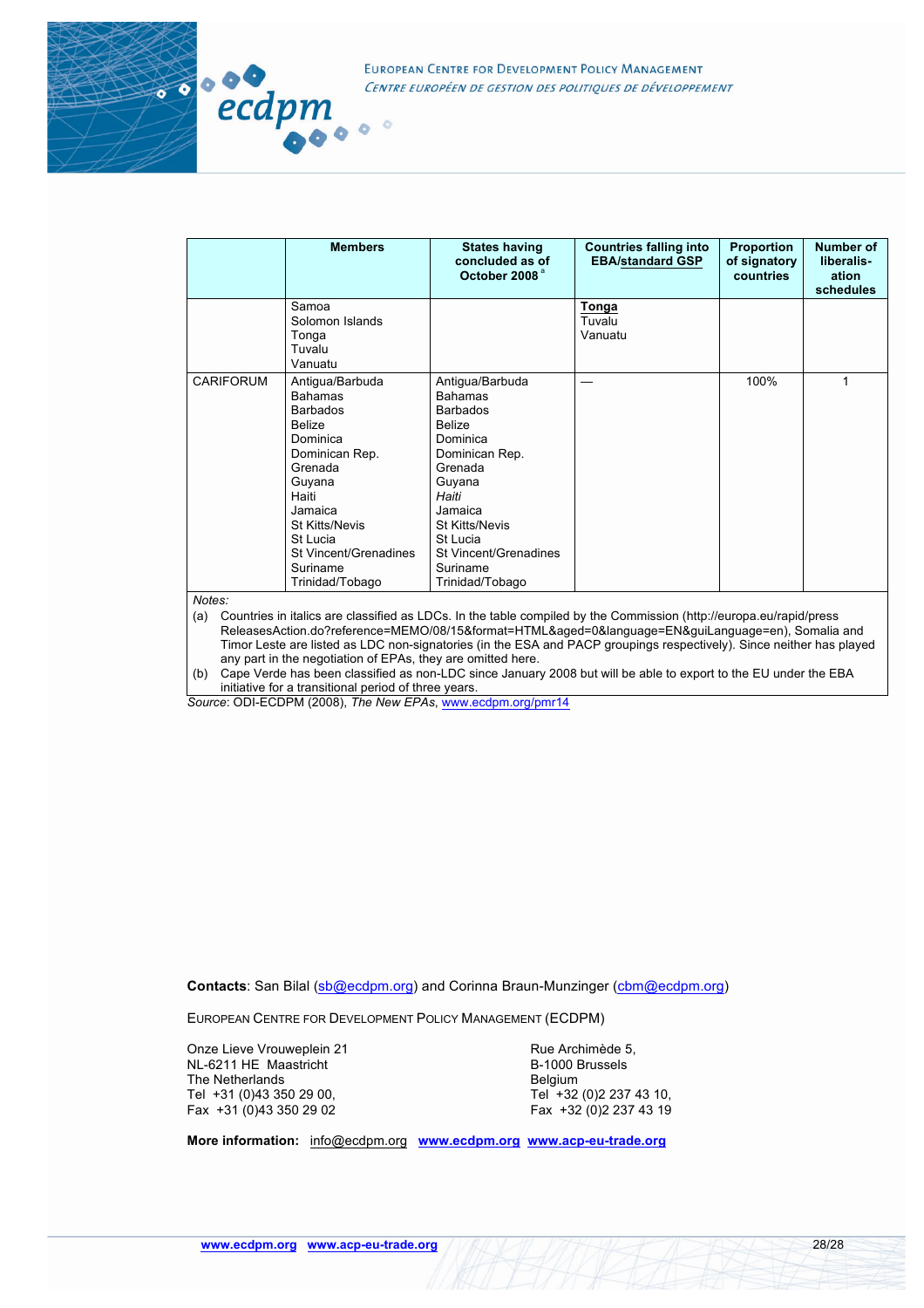| | Members | States having concluded as of October 2008 [a] | Countries falling into EBA/standard GSP | Proportion of signatory countries | Number of liberalis-ation schedules |
|---|---|---|---|---|---|
| | Samoa<br>Solomon Islands<br>Tonga<br>Tuvalu<br>Vanuatu | | Tonga<br>Tuvalu<br>Vanuatu | | |
| CARIFORUM | Antigua/Barbuda<br>Bahamas<br>Barbados<br>Belize<br>Dominica<br>Dominican Rep.<br>Grenada<br>Guyana<br>Haiti<br>Jamaica<br>St Kitts/Nevis<br>St Lucia<br>St Vincent/Grenadines<br>Suriname<br>Trinidad/Tobago | Antigua/Barbuda<br>Bahamas<br>Barbados<br>Belize<br>Dominica<br>Dominican Rep.<br>Grenada<br>Guyana<br>*Haiti*<br>Jamaica<br>St Kitts/Nevis<br>St Lucia<br>St Vincent/Grenadines<br>Suriname<br>Trinidad/Tobago | — | 100% | 1 |

*Notes:*

(a) Countries in italics are classified as LDCs. In the table compiled by the Commission (http://europa.eu/rapid/pressReleasesAction.do?reference=MEMO/08/15&format=HTML&aged=0&language=EN&guiLanguage=en), Somalia and Timor Leste are listed as LDC non-signatories (in the ESA and PACP groupings respectively). Since neither has played any part in the negotiation of EPAs, they are omitted here.

(b) Cape Verde has been classified as non-LDC since January 2008 but will be able to export to the EU under the EBA initiative for a transitional period of three years.

*Source*: ODI-ECDPM (2008), *The New EPAs*, www.ecdpm.org/pmr14

**Contacts**: San Bilal (sb@ecdpm.org) and Corinna Braun-Munzinger (cbm@ecdpm.org)

EUROPEAN CENTRE FOR DEVELOPMENT POLICY MANAGEMENT (ECDPM)

Onze Lieve Vrouweplein 21
NL-6211 HE Maastricht
The Netherlands
Tel +31 (0)43 350 29 00,
Fax +31 (0)43 350 29 02

Rue Archimède 5,
B-1000 Brussels
Belgium
Tel +32 (0)2 237 43 10,
Fax +32 (0)2 237 43 19

**More information:** info@ecdpm.org **www.ecdpm.org** **www.acp-eu-trade.org**